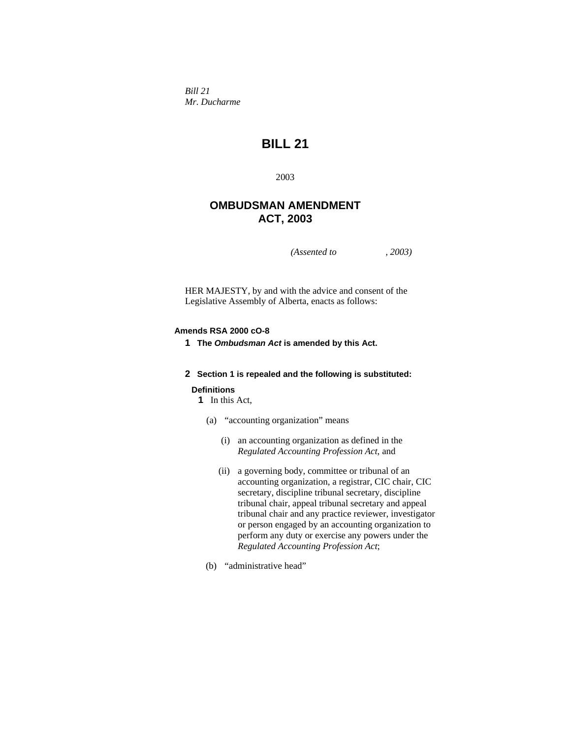*Bill 21*
*Mr. Ducharme*

# BILL 21

2003

## OMBUDSMAN AMENDMENT ACT, 2003

*(Assented to , 2003)*

HER MAJESTY, by and with the advice and consent of the Legislative Assembly of Alberta, enacts as follows:

**Amends RSA 2000 cO-8**

**1 The *Ombudsman Act* is amended by this Act.**

**2 Section 1 is repealed and the following is substituted:**

**Definitions**

**1** In this Act,

(a) "accounting organization" means

(i) an accounting organization as defined in the *Regulated Accounting Profession Act*, and

(ii) a governing body, committee or tribunal of an accounting organization, a registrar, CIC chair, CIC secretary, discipline tribunal secretary, discipline tribunal chair, appeal tribunal secretary and appeal tribunal chair and any practice reviewer, investigator or person engaged by an accounting organization to perform any duty or exercise any powers under the *Regulated Accounting Profession Act*;

(b) "administrative head"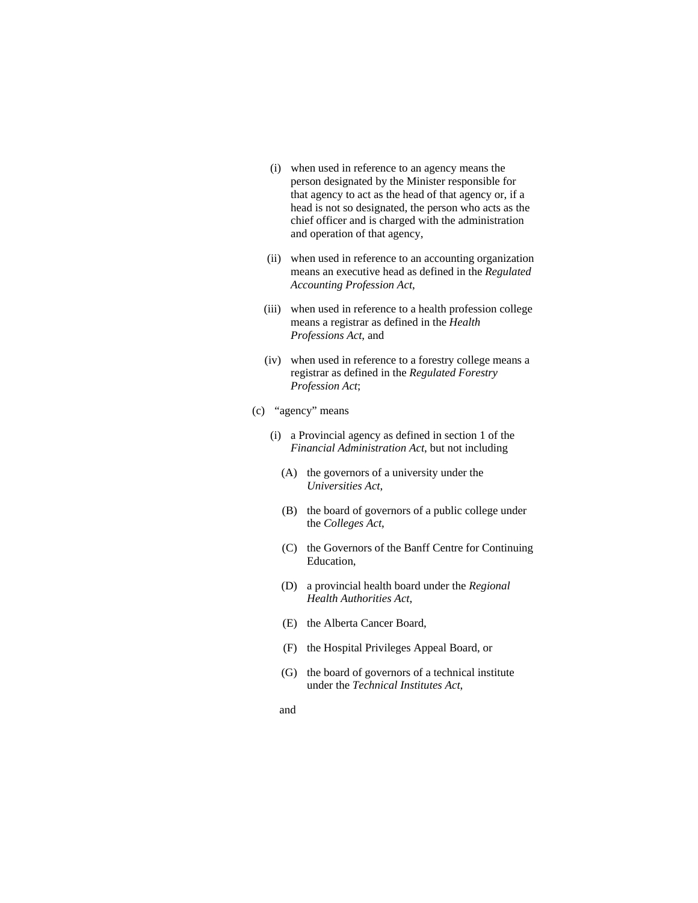(i) when used in reference to an agency means the person designated by the Minister responsible for that agency to act as the head of that agency or, if a head is not so designated, the person who acts as the chief officer and is charged with the administration and operation of that agency,

(ii) when used in reference to an accounting organization means an executive head as defined in the *Regulated Accounting Profession Act*,

(iii) when used in reference to a health profession college means a registrar as defined in the *Health Professions Act*, and

(iv) when used in reference to a forestry college means a registrar as defined in the *Regulated Forestry Profession Act*;

(c) "agency" means

(i) a Provincial agency as defined in section 1 of the *Financial Administration Act*, but not including

(A) the governors of a university under the *Universities Act*,

(B) the board of governors of a public college under the *Colleges Act*,

(C) the Governors of the Banff Centre for Continuing Education,

(D) a provincial health board under the *Regional Health Authorities Act*,

(E) the Alberta Cancer Board,

(F) the Hospital Privileges Appeal Board, or

(G) the board of governors of a technical institute under the *Technical Institutes Act*,

and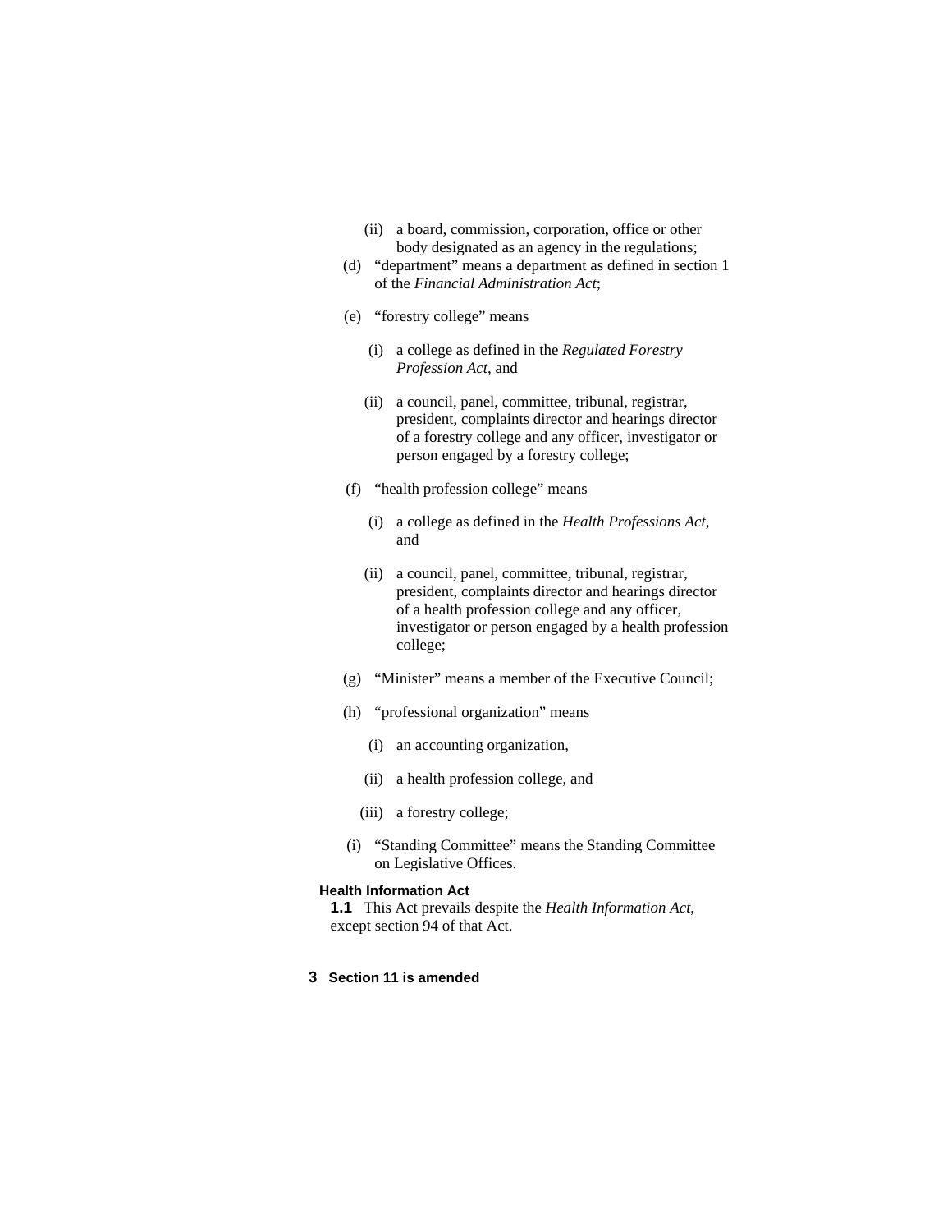(ii) a board, commission, corporation, office or other body designated as an agency in the regulations;

(d) "department" means a department as defined in section 1 of the *Financial Administration Act*;

(e) "forestry college" means

(i) a college as defined in the *Regulated Forestry Profession Act*, and

(ii) a council, panel, committee, tribunal, registrar, president, complaints director and hearings director of a forestry college and any officer, investigator or person engaged by a forestry college;

(f) "health profession college" means

(i) a college as defined in the *Health Professions Act*, and

(ii) a council, panel, committee, tribunal, registrar, president, complaints director and hearings director of a health profession college and any officer, investigator or person engaged by a health profession college;

(g) "Minister" means a member of the Executive Council;

(h) "professional organization" means

(i) an accounting organization,

(ii) a health profession college, and

(iii) a forestry college;

(i) "Standing Committee" means the Standing Committee on Legislative Offices.

**Health Information Act**

**1.1** This Act prevails despite the *Health Information Act*, except section 94 of that Act.

**3 Section 11 is amended**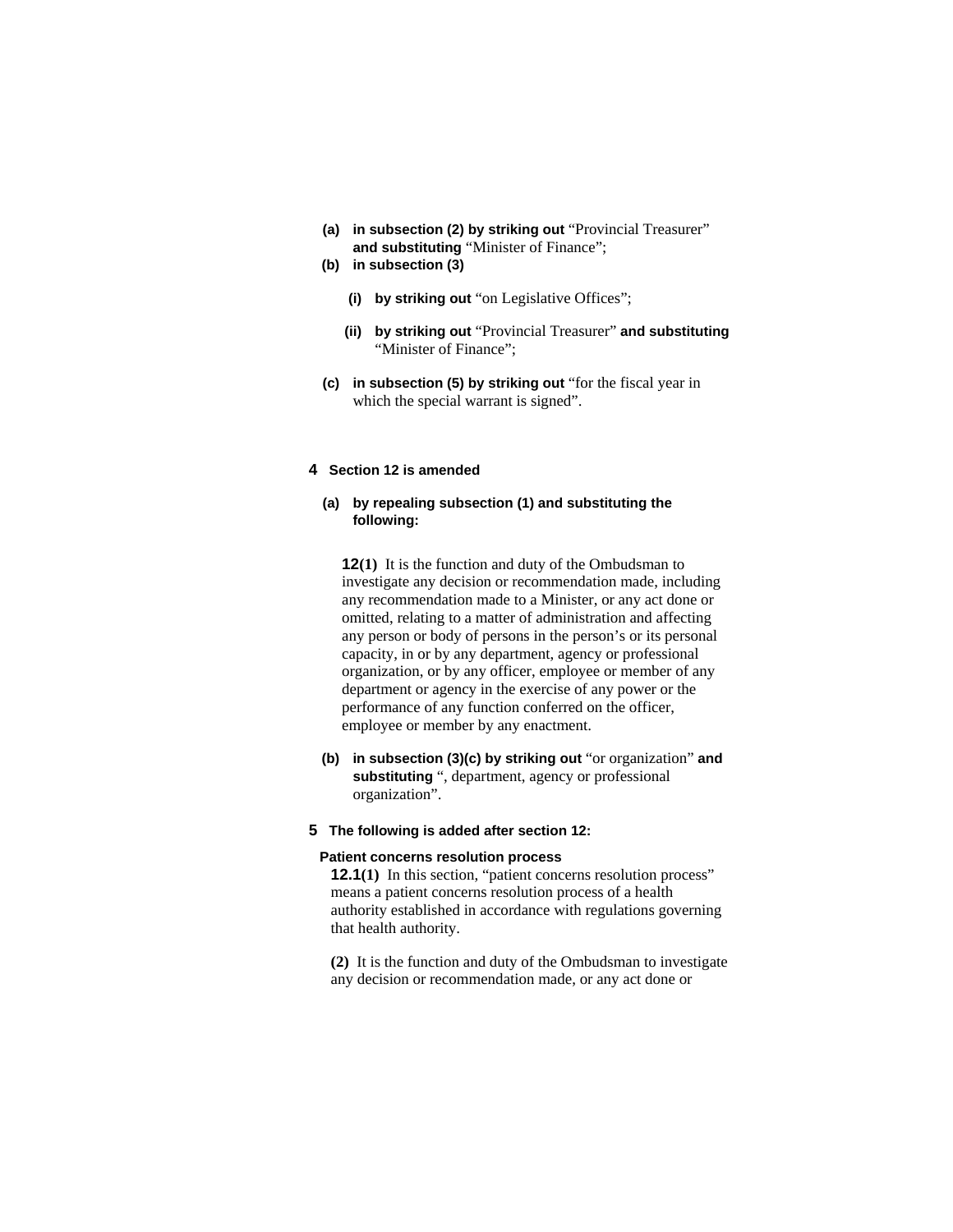**(a) in subsection (2) by striking out** "Provincial Treasurer" **and substituting** "Minister of Finance";

**(b) in subsection (3)**

  **(i) by striking out** "on Legislative Offices";

  **(ii) by striking out** "Provincial Treasurer" **and substituting** "Minister of Finance";

**(c) in subsection (5) by striking out** "for the fiscal year in which the special warrant is signed".

**4 Section 12 is amended**

**(a) by repealing subsection (1) and substituting the following:**

**12(1)** It is the function and duty of the Ombudsman to investigate any decision or recommendation made, including any recommendation made to a Minister, or any act done or omitted, relating to a matter of administration and affecting any person or body of persons in the person's or its personal capacity, in or by any department, agency or professional organization, or by any officer, employee or member of any department or agency in the exercise of any power or the performance of any function conferred on the officer, employee or member by any enactment.

**(b) in subsection (3)(c) by striking out** "or organization" **and substituting** ", department, agency or professional organization".

**5 The following is added after section 12:**

**Patient concerns resolution process**

**12.1(1)** In this section, "patient concerns resolution process" means a patient concerns resolution process of a health authority established in accordance with regulations governing that health authority.

**(2)** It is the function and duty of the Ombudsman to investigate any decision or recommendation made, or any act done or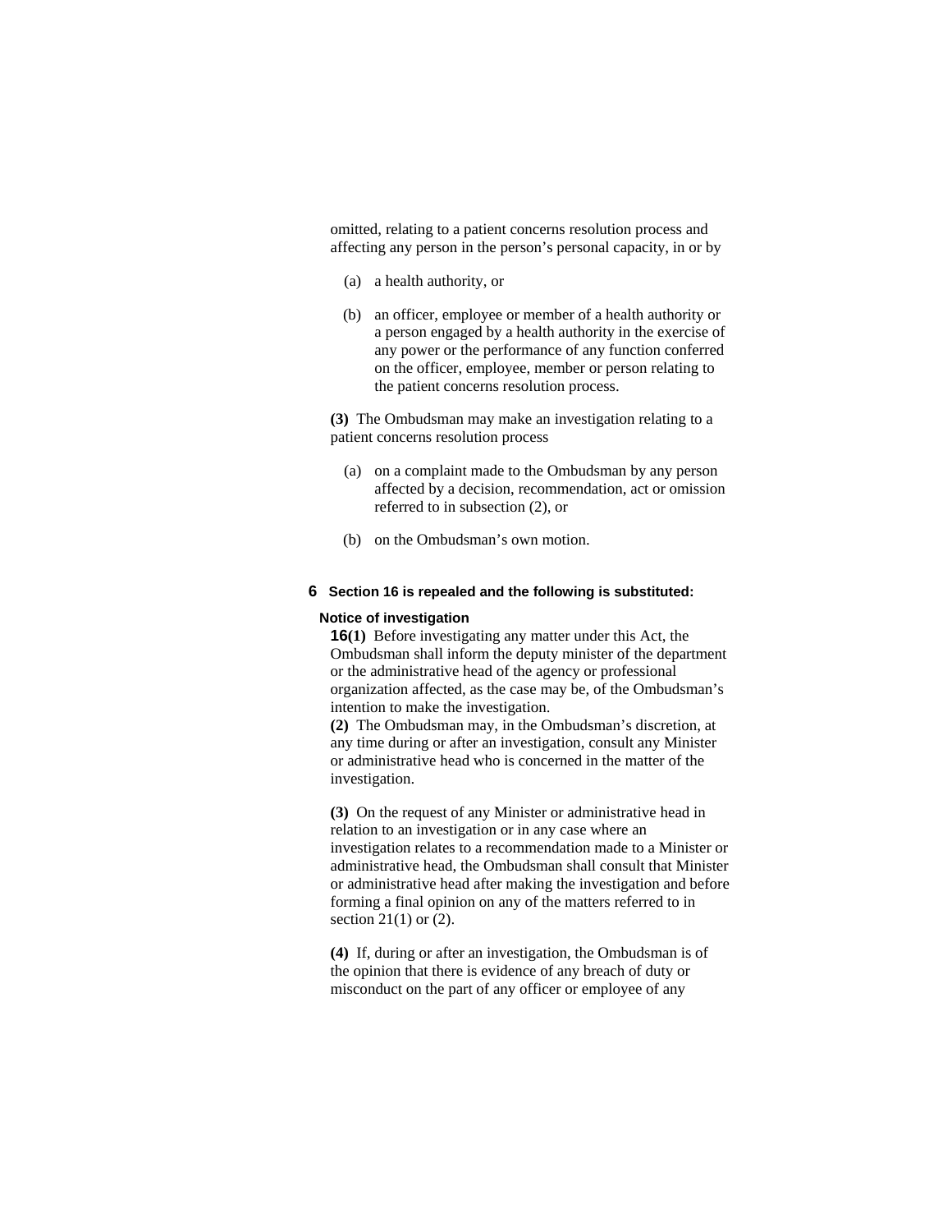omitted, relating to a patient concerns resolution process and affecting any person in the person's personal capacity, in or by

(a) a health authority, or

(b) an officer, employee or member of a health authority or a person engaged by a health authority in the exercise of any power or the performance of any function conferred on the officer, employee, member or person relating to the patient concerns resolution process.

**(3)** The Ombudsman may make an investigation relating to a patient concerns resolution process

(a) on a complaint made to the Ombudsman by any person affected by a decision, recommendation, act or omission referred to in subsection (2), or

(b) on the Ombudsman's own motion.

**6 Section 16 is repealed and the following is substituted:**

**Notice of investigation**

**16(1)** Before investigating any matter under this Act, the Ombudsman shall inform the deputy minister of the department or the administrative head of the agency or professional organization affected, as the case may be, of the Ombudsman's intention to make the investigation.

**(2)** The Ombudsman may, in the Ombudsman's discretion, at any time during or after an investigation, consult any Minister or administrative head who is concerned in the matter of the investigation.

**(3)** On the request of any Minister or administrative head in relation to an investigation or in any case where an investigation relates to a recommendation made to a Minister or administrative head, the Ombudsman shall consult that Minister or administrative head after making the investigation and before forming a final opinion on any of the matters referred to in section 21(1) or (2).

**(4)** If, during or after an investigation, the Ombudsman is of the opinion that there is evidence of any breach of duty or misconduct on the part of any officer or employee of any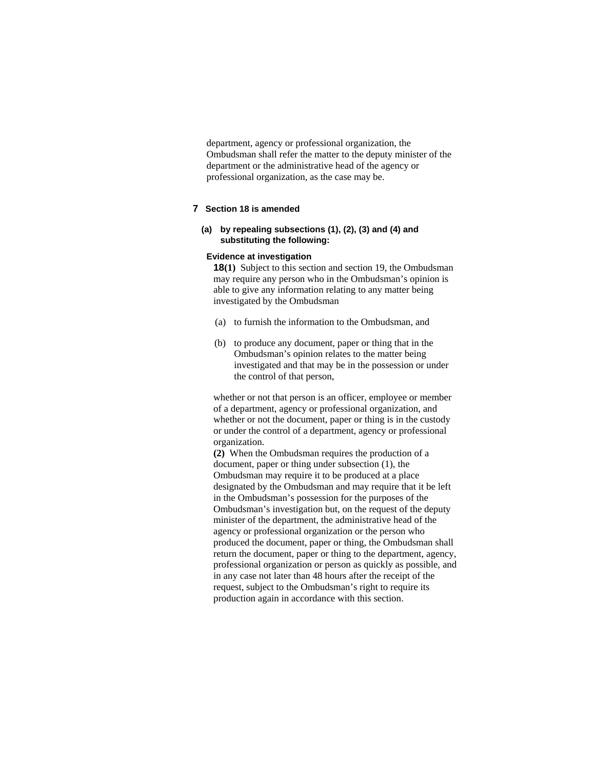department, agency or professional organization, the Ombudsman shall refer the matter to the deputy minister of the department or the administrative head of the agency or professional organization, as the case may be.

**7 Section 18 is amended**

**(a) by repealing subsections (1), (2), (3) and (4) and substituting the following:**

**Evidence at investigation**

**18(1)** Subject to this section and section 19, the Ombudsman may require any person who in the Ombudsman's opinion is able to give any information relating to any matter being investigated by the Ombudsman

(a) to furnish the information to the Ombudsman, and

(b) to produce any document, paper or thing that in the Ombudsman's opinion relates to the matter being investigated and that may be in the possession or under the control of that person,

whether or not that person is an officer, employee or member of a department, agency or professional organization, and whether or not the document, paper or thing is in the custody or under the control of a department, agency or professional organization.

**(2)** When the Ombudsman requires the production of a document, paper or thing under subsection (1), the Ombudsman may require it to be produced at a place designated by the Ombudsman and may require that it be left in the Ombudsman's possession for the purposes of the Ombudsman's investigation but, on the request of the deputy minister of the department, the administrative head of the agency or professional organization or the person who produced the document, paper or thing, the Ombudsman shall return the document, paper or thing to the department, agency, professional organization or person as quickly as possible, and in any case not later than 48 hours after the receipt of the request, subject to the Ombudsman's right to require its production again in accordance with this section.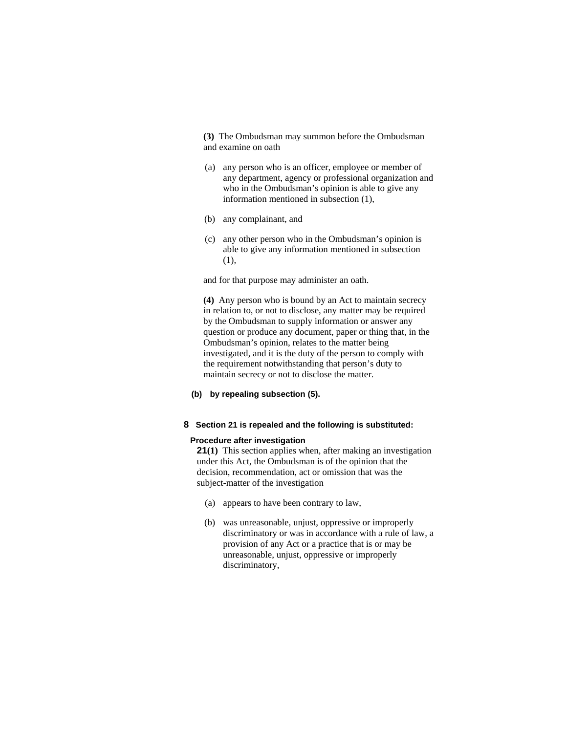**(3)** The Ombudsman may summon before the Ombudsman and examine on oath

(a) any person who is an officer, employee or member of any department, agency or professional organization and who in the Ombudsman's opinion is able to give any information mentioned in subsection (1),

(b) any complainant, and

(c) any other person who in the Ombudsman's opinion is able to give any information mentioned in subsection (1),

and for that purpose may administer an oath.

**(4)** Any person who is bound by an Act to maintain secrecy in relation to, or not to disclose, any matter may be required by the Ombudsman to supply information or answer any question or produce any document, paper or thing that, in the Ombudsman's opinion, relates to the matter being investigated, and it is the duty of the person to comply with the requirement notwithstanding that person's duty to maintain secrecy or not to disclose the matter.

**(b) by repealing subsection (5).**

**8 Section 21 is repealed and the following is substituted:**

**Procedure after investigation**

**21(1)** This section applies when, after making an investigation under this Act, the Ombudsman is of the opinion that the decision, recommendation, act or omission that was the subject-matter of the investigation

(a) appears to have been contrary to law,

(b) was unreasonable, unjust, oppressive or improperly discriminatory or was in accordance with a rule of law, a provision of any Act or a practice that is or may be unreasonable, unjust, oppressive or improperly discriminatory,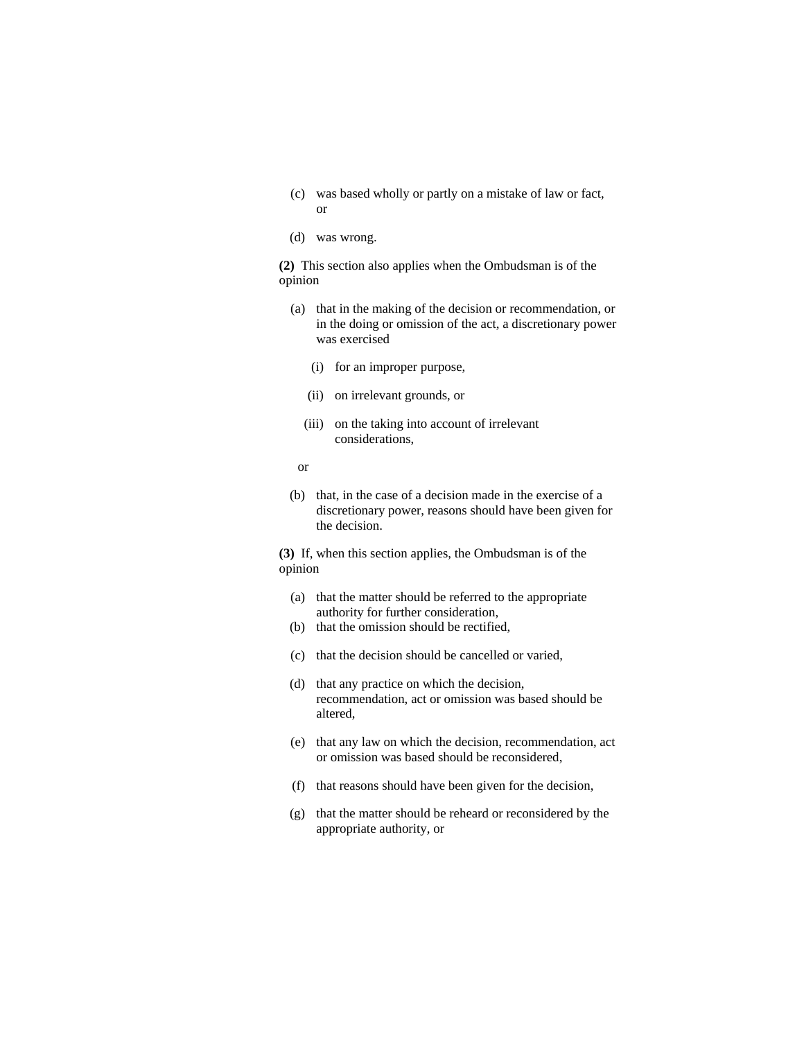(c) was based wholly or partly on a mistake of law or fact, or

(d) was wrong.

**(2)** This section also applies when the Ombudsman is of the opinion

(a) that in the making of the decision or recommendation, or in the doing or omission of the act, a discretionary power was exercised

(i) for an improper purpose,

(ii) on irrelevant grounds, or

(iii) on the taking into account of irrelevant considerations,

or

(b) that, in the case of a decision made in the exercise of a discretionary power, reasons should have been given for the decision.

**(3)** If, when this section applies, the Ombudsman is of the opinion

(a) that the matter should be referred to the appropriate authority for further consideration,

(b) that the omission should be rectified,

(c) that the decision should be cancelled or varied,

(d) that any practice on which the decision, recommendation, act or omission was based should be altered,

(e) that any law on which the decision, recommendation, act or omission was based should be reconsidered,

(f) that reasons should have been given for the decision,

(g) that the matter should be reheard or reconsidered by the appropriate authority, or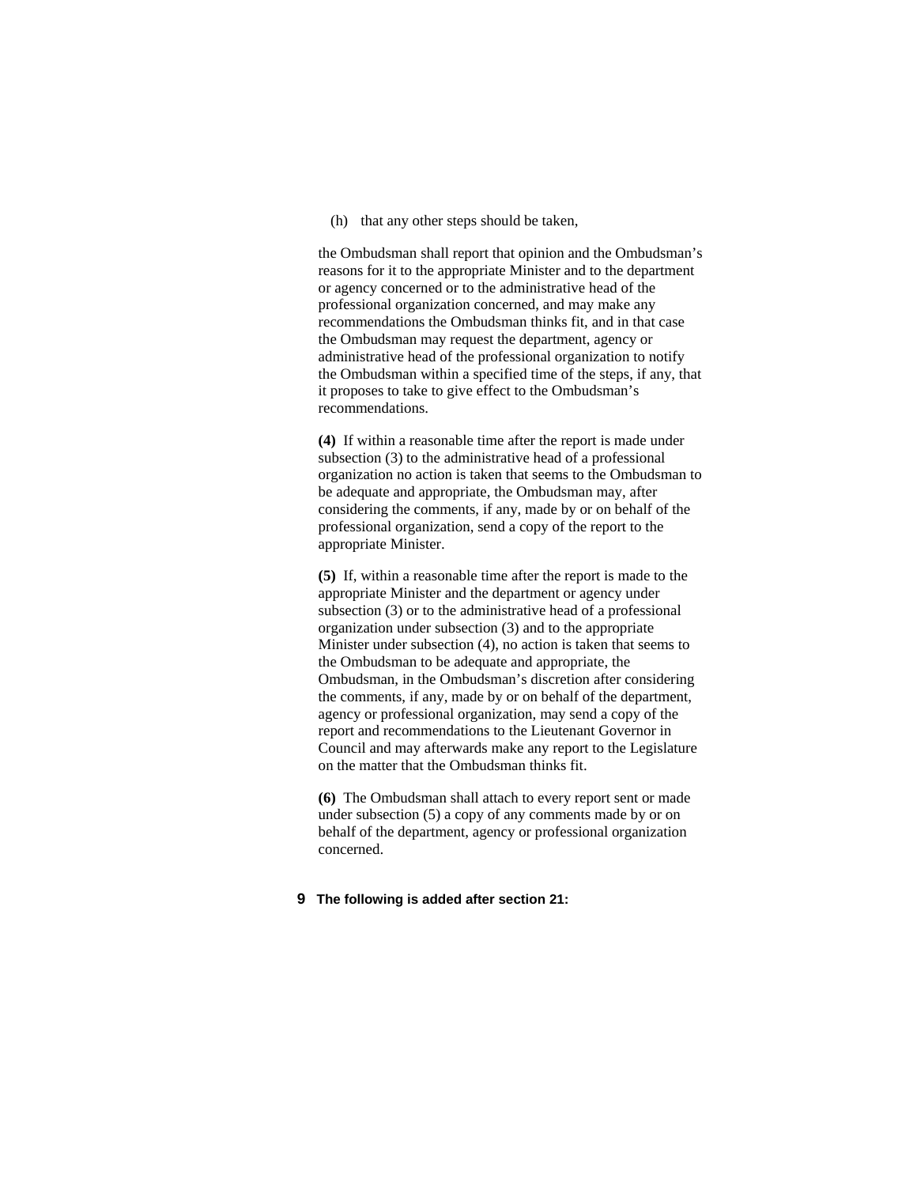(h) that any other steps should be taken,

the Ombudsman shall report that opinion and the Ombudsman's reasons for it to the appropriate Minister and to the department or agency concerned or to the administrative head of the professional organization concerned, and may make any recommendations the Ombudsman thinks fit, and in that case the Ombudsman may request the department, agency or administrative head of the professional organization to notify the Ombudsman within a specified time of the steps, if any, that it proposes to take to give effect to the Ombudsman's recommendations.

**(4)** If within a reasonable time after the report is made under subsection (3) to the administrative head of a professional organization no action is taken that seems to the Ombudsman to be adequate and appropriate, the Ombudsman may, after considering the comments, if any, made by or on behalf of the professional organization, send a copy of the report to the appropriate Minister.

**(5)** If, within a reasonable time after the report is made to the appropriate Minister and the department or agency under subsection (3) or to the administrative head of a professional organization under subsection (3) and to the appropriate Minister under subsection (4), no action is taken that seems to the Ombudsman to be adequate and appropriate, the Ombudsman, in the Ombudsman's discretion after considering the comments, if any, made by or on behalf of the department, agency or professional organization, may send a copy of the report and recommendations to the Lieutenant Governor in Council and may afterwards make any report to the Legislature on the matter that the Ombudsman thinks fit.

**(6)** The Ombudsman shall attach to every report sent or made under subsection (5) a copy of any comments made by or on behalf of the department, agency or professional organization concerned.

**9 The following is added after section 21:**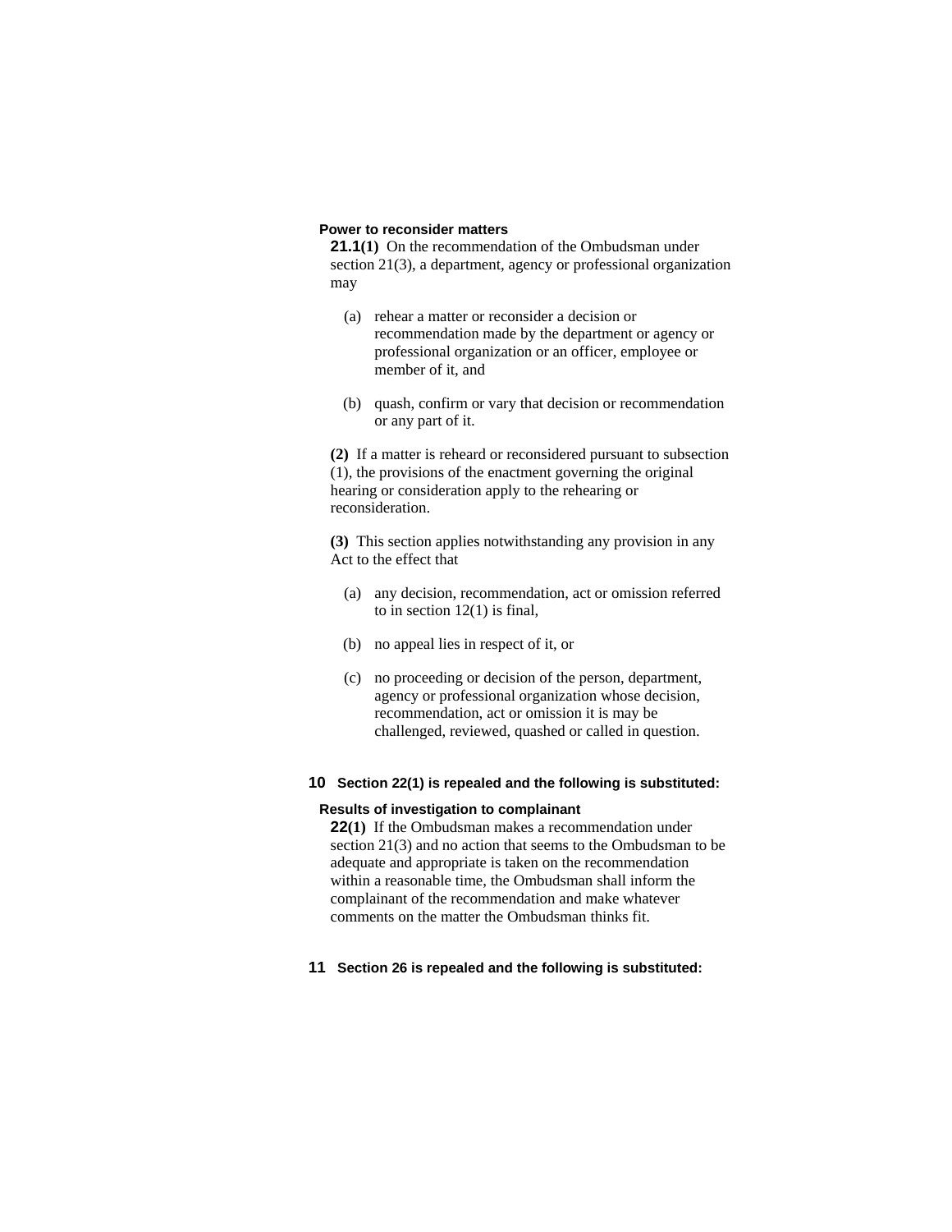**Power to reconsider matters**

**21.1(1)** On the recommendation of the Ombudsman under section 21(3), a department, agency or professional organization may

(a) rehear a matter or reconsider a decision or recommendation made by the department or agency or professional organization or an officer, employee or member of it, and

(b) quash, confirm or vary that decision or recommendation or any part of it.

**(2)** If a matter is reheard or reconsidered pursuant to subsection (1), the provisions of the enactment governing the original hearing or consideration apply to the rehearing or reconsideration.

**(3)** This section applies notwithstanding any provision in any Act to the effect that

(a) any decision, recommendation, act or omission referred to in section 12(1) is final,

(b) no appeal lies in respect of it, or

(c) no proceeding or decision of the person, department, agency or professional organization whose decision, recommendation, act or omission it is may be challenged, reviewed, quashed or called in question.

**10 Section 22(1) is repealed and the following is substituted:**

**Results of investigation to complainant**

**22(1)** If the Ombudsman makes a recommendation under section 21(3) and no action that seems to the Ombudsman to be adequate and appropriate is taken on the recommendation within a reasonable time, the Ombudsman shall inform the complainant of the recommendation and make whatever comments on the matter the Ombudsman thinks fit.

**11 Section 26 is repealed and the following is substituted:**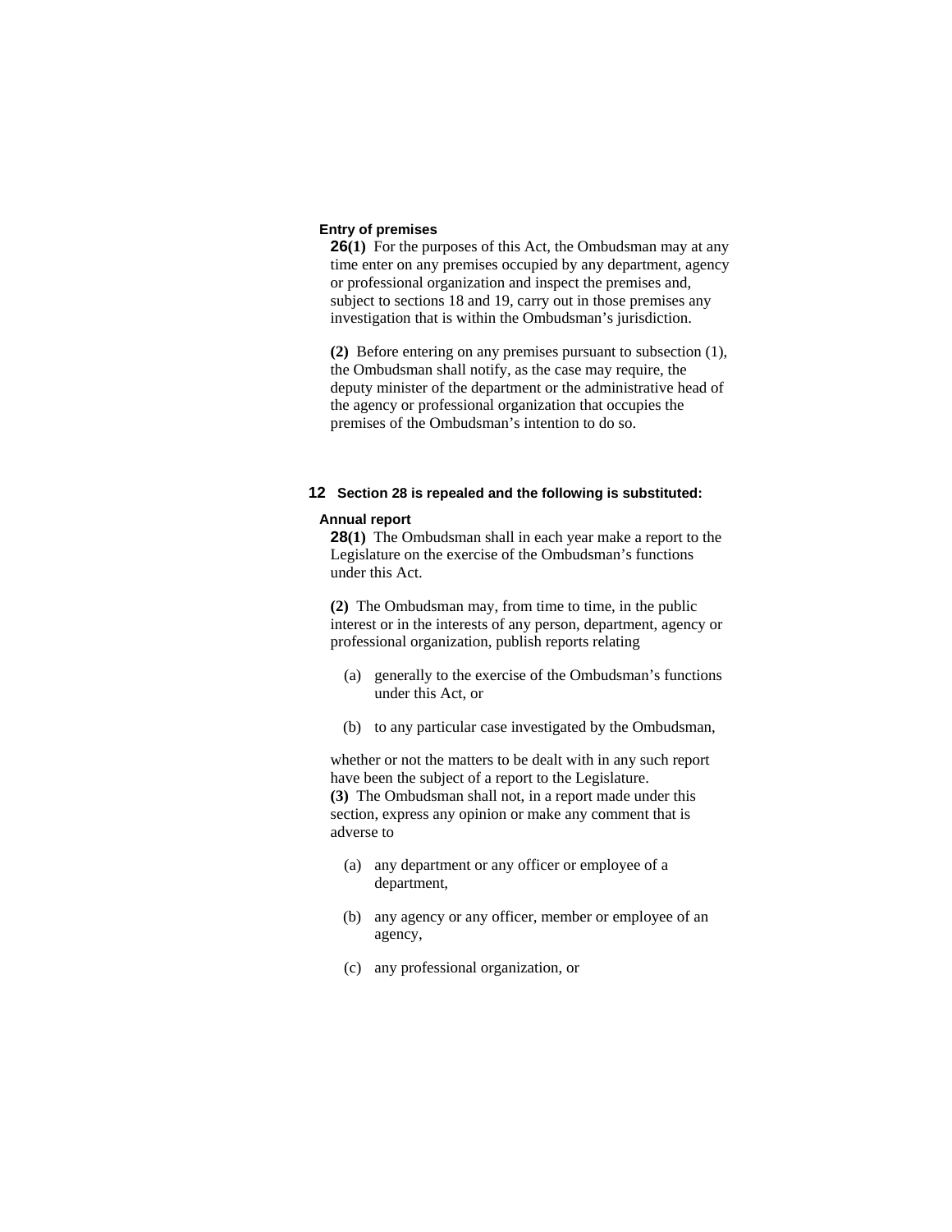**Entry of premises**

**26(1)** For the purposes of this Act, the Ombudsman may at any time enter on any premises occupied by any department, agency or professional organization and inspect the premises and, subject to sections 18 and 19, carry out in those premises any investigation that is within the Ombudsman's jurisdiction.

**(2)** Before entering on any premises pursuant to subsection (1), the Ombudsman shall notify, as the case may require, the deputy minister of the department or the administrative head of the agency or professional organization that occupies the premises of the Ombudsman's intention to do so.

**12 Section 28 is repealed and the following is substituted:**

**Annual report**

**28(1)** The Ombudsman shall in each year make a report to the Legislature on the exercise of the Ombudsman's functions under this Act.

**(2)** The Ombudsman may, from time to time, in the public interest or in the interests of any person, department, agency or professional organization, publish reports relating

(a) generally to the exercise of the Ombudsman's functions under this Act, or

(b) to any particular case investigated by the Ombudsman,

whether or not the matters to be dealt with in any such report have been the subject of a report to the Legislature.

**(3)** The Ombudsman shall not, in a report made under this section, express any opinion or make any comment that is adverse to

(a) any department or any officer or employee of a department,

(b) any agency or any officer, member or employee of an agency,

(c) any professional organization, or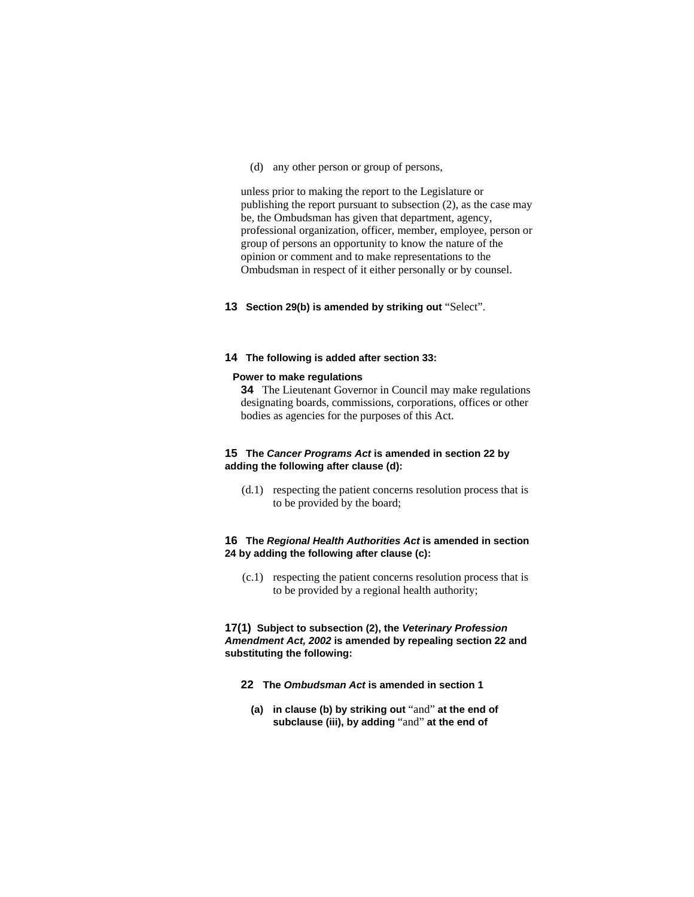(d) any other person or group of persons,

unless prior to making the report to the Legislature or publishing the report pursuant to subsection (2), as the case may be, the Ombudsman has given that department, agency, professional organization, officer, member, employee, person or group of persons an opportunity to know the nature of the opinion or comment and to make representations to the Ombudsman in respect of it either personally or by counsel.

**13 Section 29(b) is amended by striking out** "Select".

**14 The following is added after section 33:**

**Power to make regulations**

**34** The Lieutenant Governor in Council may make regulations designating boards, commissions, corporations, offices or other bodies as agencies for the purposes of this Act.

**15 The *Cancer Programs Act* is amended in section 22 by adding the following after clause (d):**

(d.1) respecting the patient concerns resolution process that is to be provided by the board;

**16 The *Regional Health Authorities Act* is amended in section 24 by adding the following after clause (c):**

(c.1) respecting the patient concerns resolution process that is to be provided by a regional health authority;

**17(1) Subject to subsection (2), the *Veterinary Profession Amendment Act, 2002* is amended by repealing section 22 and substituting the following:**

**22 The *Ombudsman Act* is amended in section 1**

**(a) in clause (b) by striking out** "and" **at the end of subclause (iii), by adding** "and" **at the end of**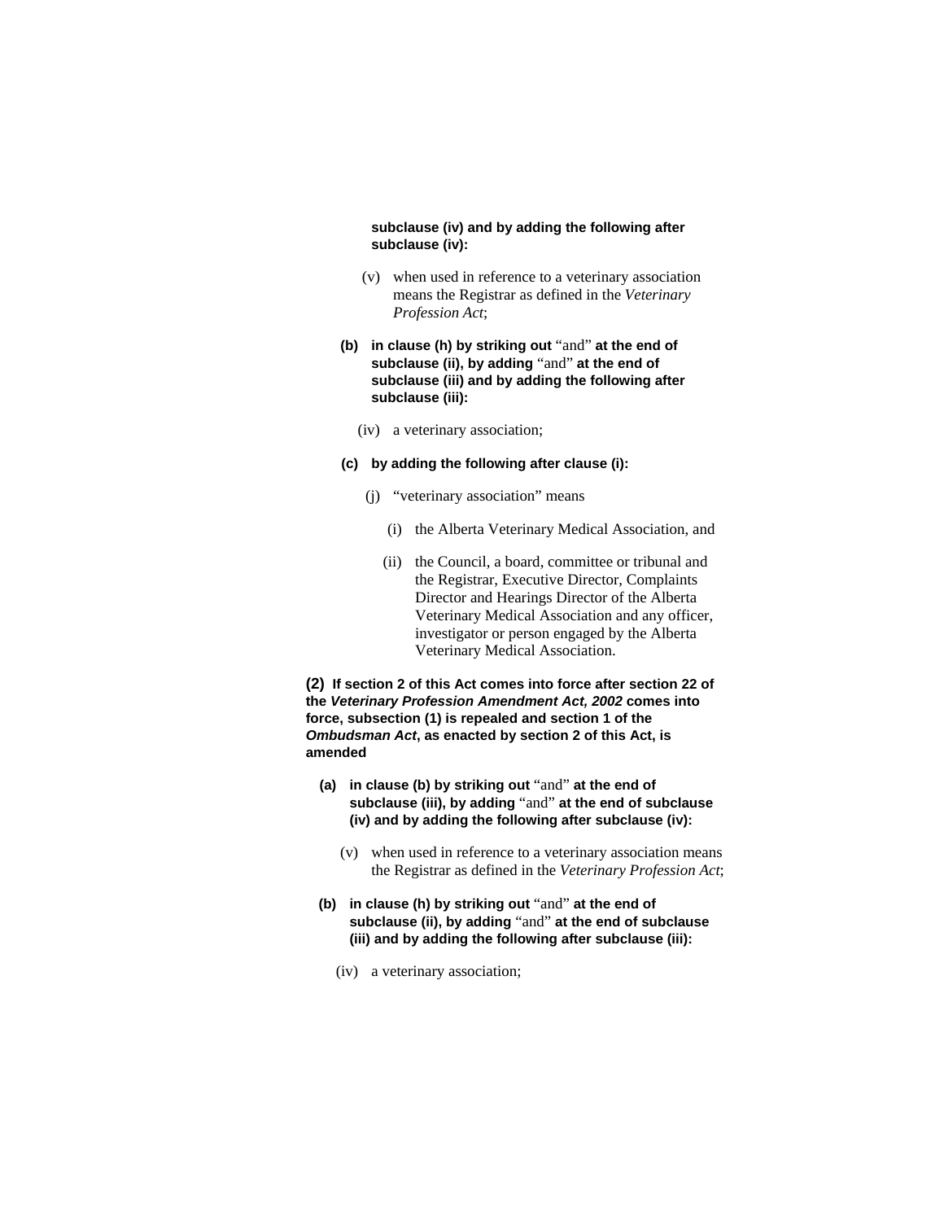**subclause (iv) and by adding the following after subclause (iv):**

(v) when used in reference to a veterinary association means the Registrar as defined in the *Veterinary Profession Act*;

**(b) in clause (h) by striking out** "and" **at the end of subclause (ii), by adding** "and" **at the end of subclause (iii) and by adding the following after subclause (iii):**

(iv) a veterinary association;

**(c) by adding the following after clause (i):**

(j) "veterinary association" means

(i) the Alberta Veterinary Medical Association, and

(ii) the Council, a board, committee or tribunal and the Registrar, Executive Director, Complaints Director and Hearings Director of the Alberta Veterinary Medical Association and any officer, investigator or person engaged by the Alberta Veterinary Medical Association.

**(2) If section 2 of this Act comes into force after section 22 of the *Veterinary Profession Amendment Act, 2002* comes into force, subsection (1) is repealed and section 1 of the *Ombudsman Act*, as enacted by section 2 of this Act, is amended**

**(a) in clause (b) by striking out** "and" **at the end of subclause (iii), by adding** "and" **at the end of subclause (iv) and by adding the following after subclause (iv):**

(v) when used in reference to a veterinary association means the Registrar as defined in the *Veterinary Profession Act*;

**(b) in clause (h) by striking out** "and" **at the end of subclause (ii), by adding** "and" **at the end of subclause (iii) and by adding the following after subclause (iii):**

(iv) a veterinary association;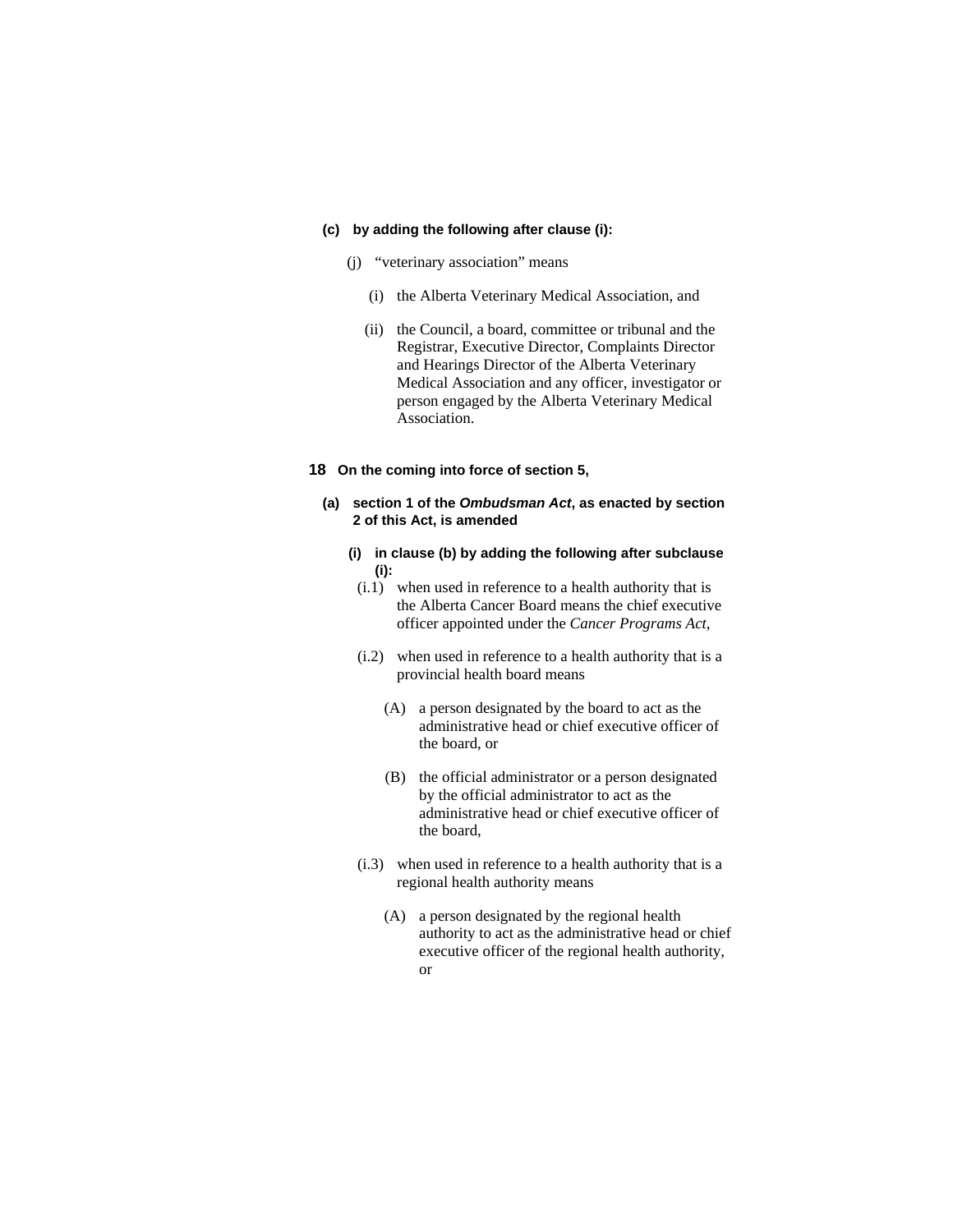**(c) by adding the following after clause (i):**

(j) "veterinary association" means

(i) the Alberta Veterinary Medical Association, and

(ii) the Council, a board, committee or tribunal and the Registrar, Executive Director, Complaints Director and Hearings Director of the Alberta Veterinary Medical Association and any officer, investigator or person engaged by the Alberta Veterinary Medical Association.

**18 On the coming into force of section 5,**

**(a) section 1 of the *Ombudsman Act*, as enacted by section 2 of this Act, is amended**

**(i) in clause (b) by adding the following after subclause (i):**

(i.1) when used in reference to a health authority that is the Alberta Cancer Board means the chief executive officer appointed under the *Cancer Programs Act*,

(i.2) when used in reference to a health authority that is a provincial health board means

(A) a person designated by the board to act as the administrative head or chief executive officer of the board, or

(B) the official administrator or a person designated by the official administrator to act as the administrative head or chief executive officer of the board,

(i.3) when used in reference to a health authority that is a regional health authority means

(A) a person designated by the regional health authority to act as the administrative head or chief executive officer of the regional health authority, or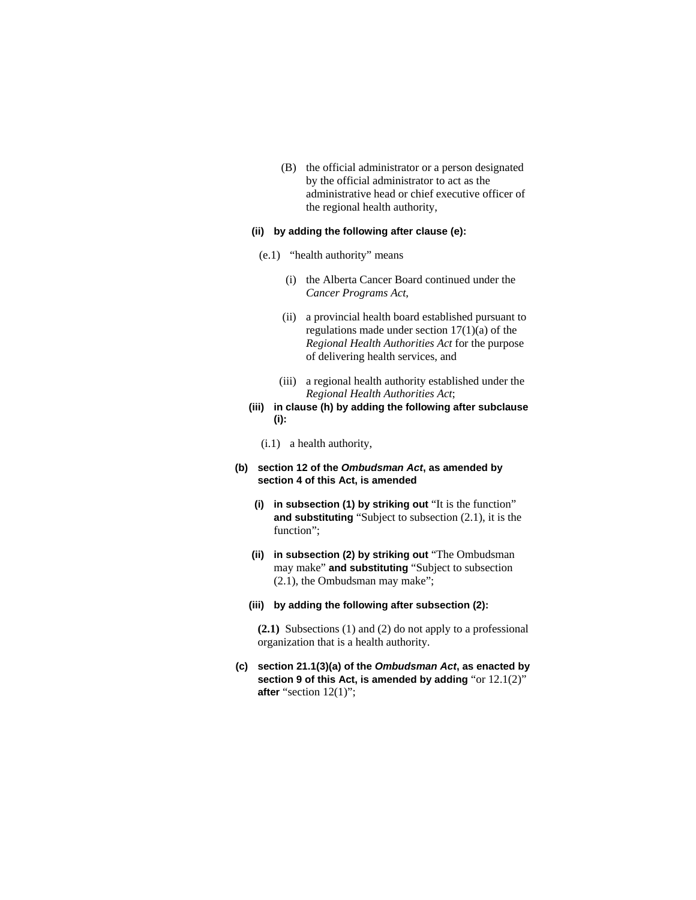(B) the official administrator or a person designated by the official administrator to act as the administrative head or chief executive officer of the regional health authority,

**(ii) by adding the following after clause (e):**

(e.1) "health authority" means

(i) the Alberta Cancer Board continued under the *Cancer Programs Act*,

(ii) a provincial health board established pursuant to regulations made under section 17(1)(a) of the *Regional Health Authorities Act* for the purpose of delivering health services, and

(iii) a regional health authority established under the *Regional Health Authorities Act*;

**(iii) in clause (h) by adding the following after subclause (i):**

(i.1) a health authority,

**(b) section 12 of the *Ombudsman Act*, as amended by section 4 of this Act, is amended**

**(i) in subsection (1) by striking out** "It is the function" **and substituting** "Subject to subsection (2.1), it is the function";

**(ii) in subsection (2) by striking out** "The Ombudsman may make" **and substituting** "Subject to subsection (2.1), the Ombudsman may make";

**(iii) by adding the following after subsection (2):**

**(2.1)** Subsections (1) and (2) do not apply to a professional organization that is a health authority.

**(c) section 21.1(3)(a) of the *Ombudsman Act*, as enacted by section 9 of this Act, is amended by adding** "or 12.1(2)" **after** "section 12(1)";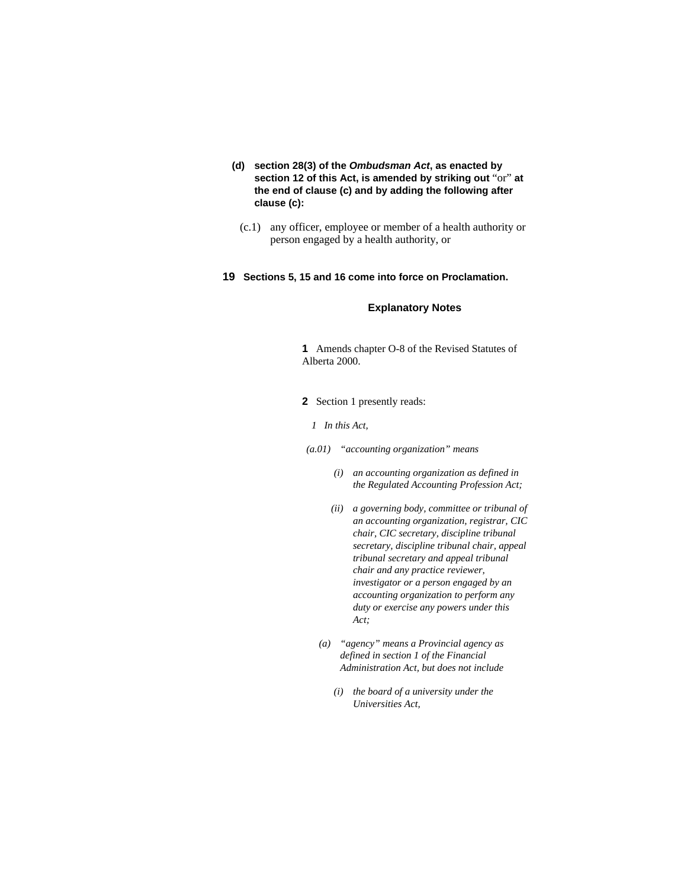**(d) section 28(3) of the *Ombudsman Act*, as enacted by section 12 of this Act, is amended by striking out** "or" **at the end of clause (c) and by adding the following after clause (c):**

(c.1) any officer, employee or member of a health authority or person engaged by a health authority, or

**19 Sections 5, 15 and 16 come into force on Proclamation.**

### Explanatory Notes

**1** Amends chapter O-8 of the Revised Statutes of Alberta 2000.

**2** Section 1 presently reads:

*1 In this Act,*

*(a.01) "accounting organization" means*

*(i) an accounting organization as defined in the Regulated Accounting Profession Act;*

*(ii) a governing body, committee or tribunal of an accounting organization, registrar, CIC chair, CIC secretary, discipline tribunal secretary, discipline tribunal chair, appeal tribunal secretary and appeal tribunal chair and any practice reviewer, investigator or a person engaged by an accounting organization to perform any duty or exercise any powers under this Act;*

*(a) "agency" means a Provincial agency as defined in section 1 of the Financial Administration Act, but does not include*

*(i) the board of a university under the Universities Act,*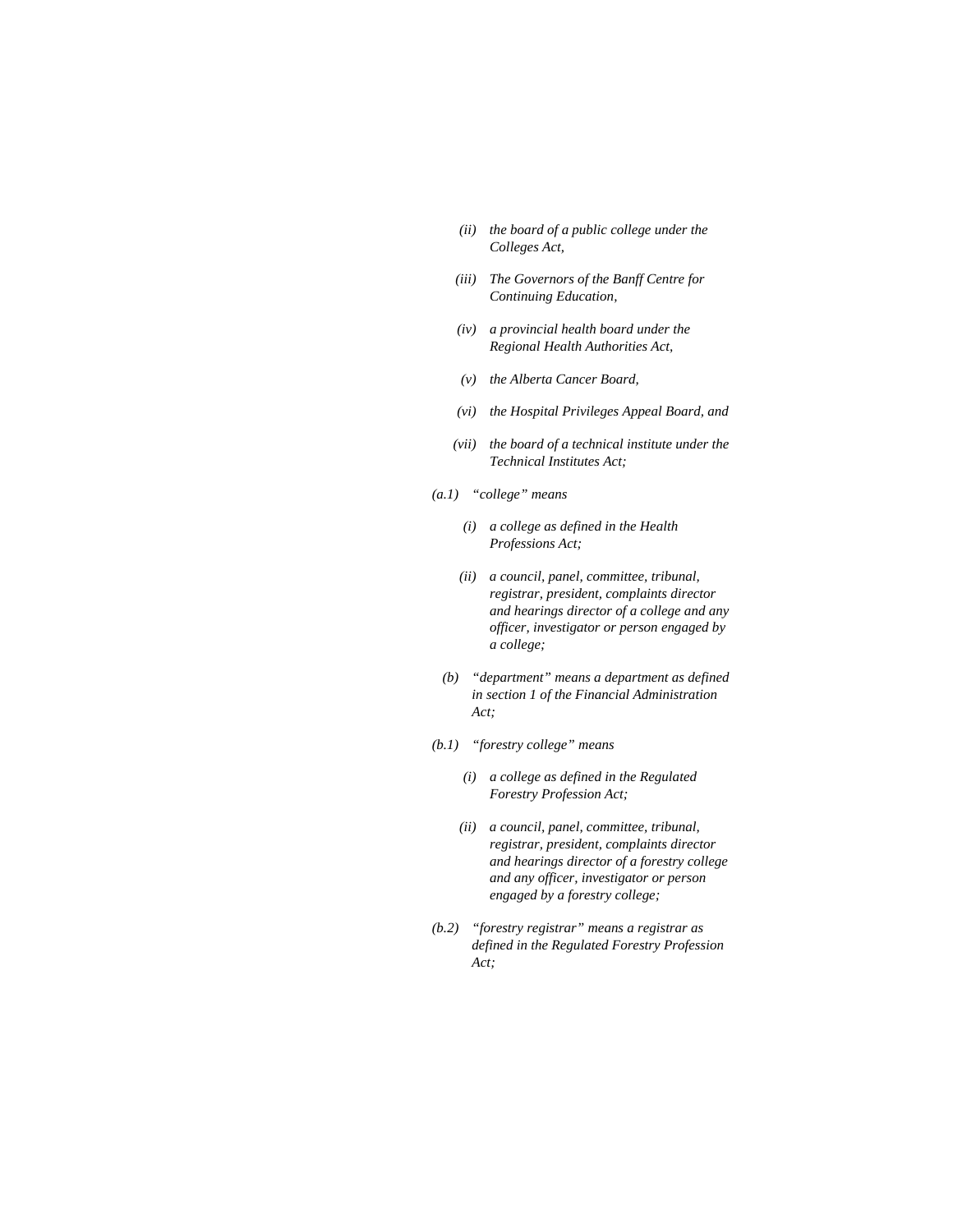*(ii) the board of a public college under the Colleges Act,*

*(iii) The Governors of the Banff Centre for Continuing Education,*

*(iv) a provincial health board under the Regional Health Authorities Act,*

*(v) the Alberta Cancer Board,*

*(vi) the Hospital Privileges Appeal Board, and*

*(vii) the board of a technical institute under the Technical Institutes Act;*

*(a.1) "college" means*

*(i) a college as defined in the Health Professions Act;*

*(ii) a council, panel, committee, tribunal, registrar, president, complaints director and hearings director of a college and any officer, investigator or person engaged by a college;*

*(b) "department" means a department as defined in section 1 of the Financial Administration Act;*

*(b.1) "forestry college" means*

*(i) a college as defined in the Regulated Forestry Profession Act;*

*(ii) a council, panel, committee, tribunal, registrar, president, complaints director and hearings director of a forestry college and any officer, investigator or person engaged by a forestry college;*

*(b.2) "forestry registrar" means a registrar as defined in the Regulated Forestry Profession Act;*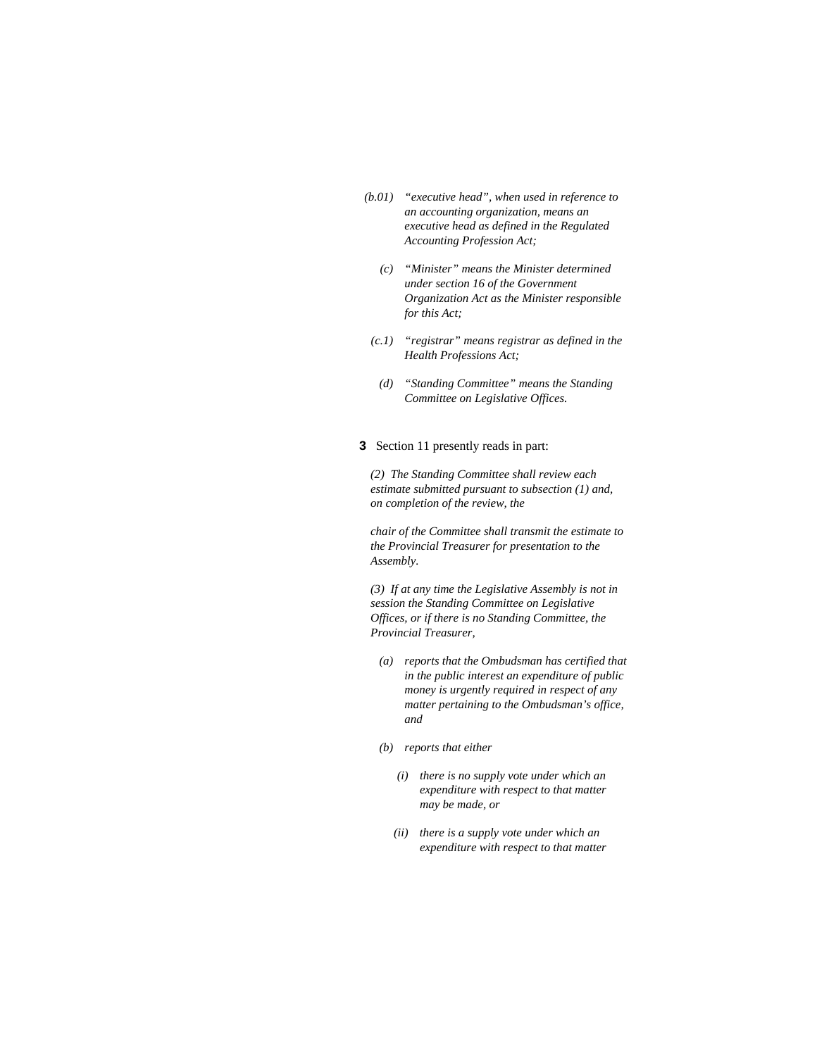*(b.01)   "executive head", when used in reference to an accounting organization, means an executive head as defined in the Regulated Accounting Profession Act;*

*(c)   "Minister" means the Minister determined under section 16 of the Government Organization Act as the Minister responsible for this Act;*

*(c.1)   "registrar" means registrar as defined in the Health Professions Act;*

*(d)   "Standing Committee" means the Standing Committee on Legislative Offices.*

**3**  Section 11 presently reads in part:

*(2)  The Standing Committee shall review each estimate submitted pursuant to subsection (1) and, on completion of the review, the*

*chair of the Committee shall transmit the estimate to the Provincial Treasurer for presentation to the Assembly.*

*(3)  If at any time the Legislative Assembly is not in session the Standing Committee on Legislative Offices, or if there is no Standing Committee, the Provincial Treasurer,*

*(a)   reports that the Ombudsman has certified that in the public interest an expenditure of public money is urgently required in respect of any matter pertaining to the Ombudsman's office, and*

*(b)   reports that either*

*(i)   there is no supply vote under which an expenditure with respect to that matter may be made, or*

*(ii)   there is a supply vote under which an expenditure with respect to that matter*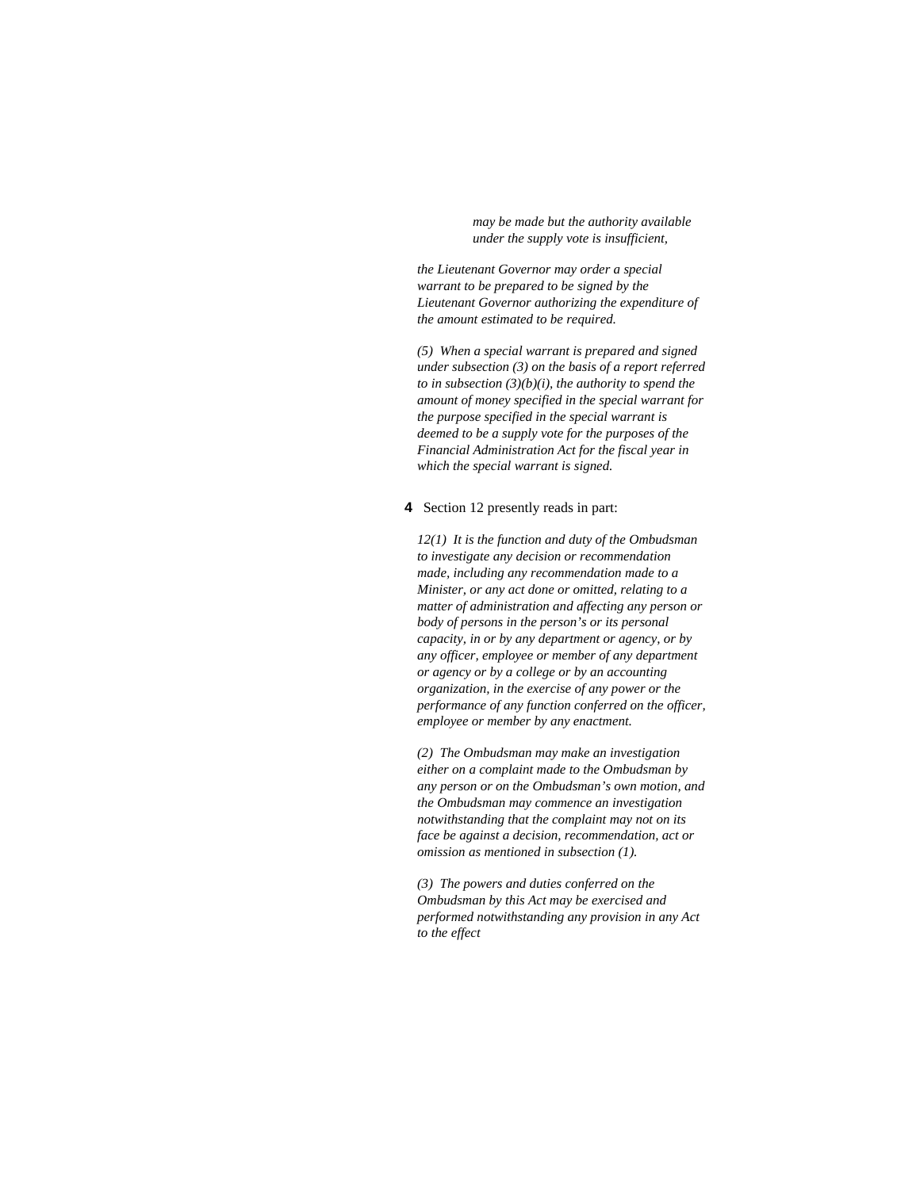*may be made but the authority available under the supply vote is insufficient,*

*the Lieutenant Governor may order a special warrant to be prepared to be signed by the Lieutenant Governor authorizing the expenditure of the amount estimated to be required.*

*(5) When a special warrant is prepared and signed under subsection (3) on the basis of a report referred to in subsection (3)(b)(i), the authority to spend the amount of money specified in the special warrant for the purpose specified in the special warrant is deemed to be a supply vote for the purposes of the Financial Administration Act for the fiscal year in which the special warrant is signed.*

**4** Section 12 presently reads in part:

*12(1) It is the function and duty of the Ombudsman to investigate any decision or recommendation made, including any recommendation made to a Minister, or any act done or omitted, relating to a matter of administration and affecting any person or body of persons in the person's or its personal capacity, in or by any department or agency, or by any officer, employee or member of any department or agency or by a college or by an accounting organization, in the exercise of any power or the performance of any function conferred on the officer, employee or member by any enactment.*

*(2) The Ombudsman may make an investigation either on a complaint made to the Ombudsman by any person or on the Ombudsman's own motion, and the Ombudsman may commence an investigation notwithstanding that the complaint may not on its face be against a decision, recommendation, act or omission as mentioned in subsection (1).*

*(3) The powers and duties conferred on the Ombudsman by this Act may be exercised and performed notwithstanding any provision in any Act to the effect*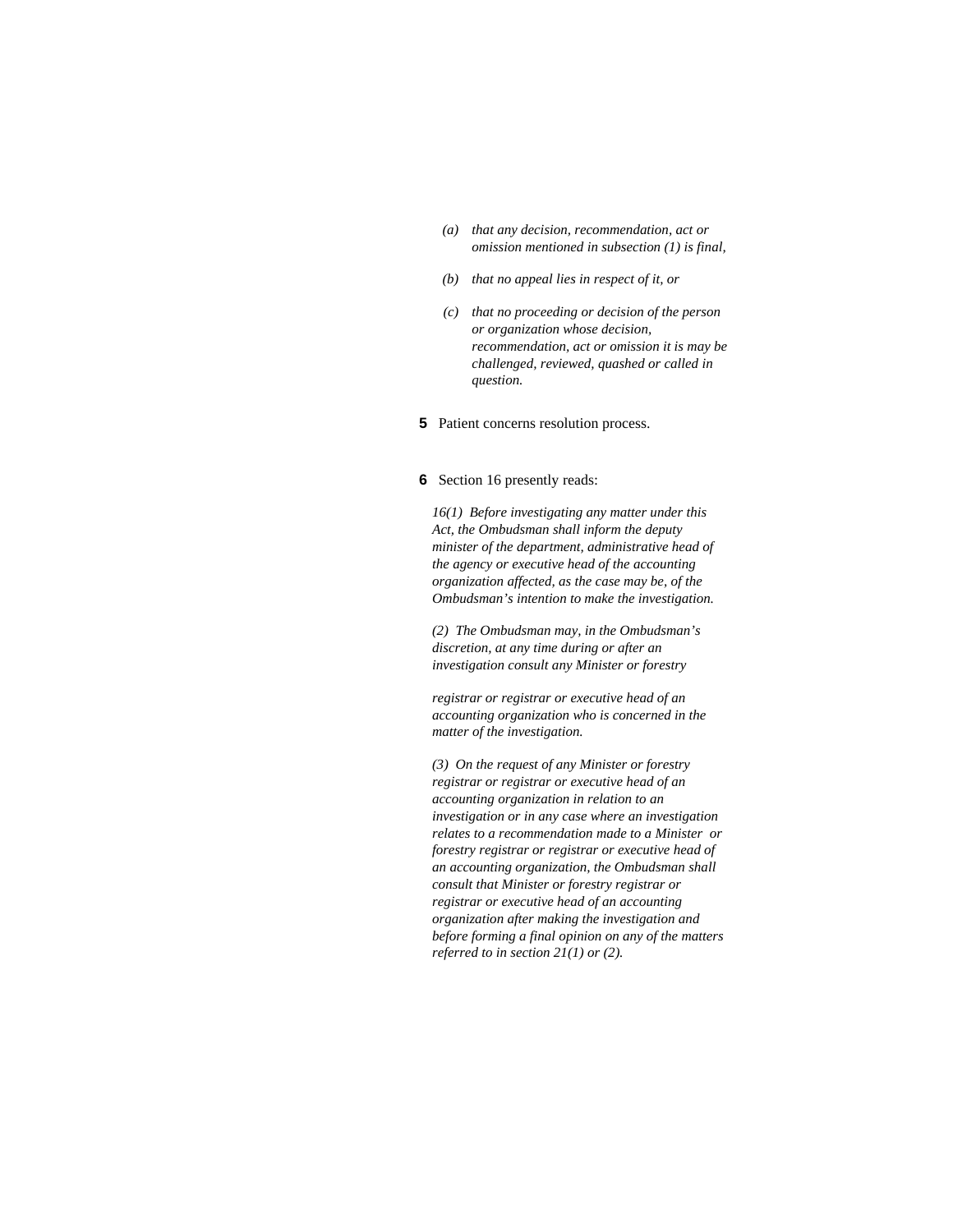*(a) that any decision, recommendation, act or omission mentioned in subsection (1) is final,*

*(b) that no appeal lies in respect of it, or*

*(c) that no proceeding or decision of the person or organization whose decision, recommendation, act or omission it is may be challenged, reviewed, quashed or called in question.*

**5** Patient concerns resolution process.

**6** Section 16 presently reads:

*16(1) Before investigating any matter under this Act, the Ombudsman shall inform the deputy minister of the department, administrative head of the agency or executive head of the accounting organization affected, as the case may be, of the Ombudsman's intention to make the investigation.*

*(2) The Ombudsman may, in the Ombudsman's discretion, at any time during or after an investigation consult any Minister or forestry registrar or registrar or executive head of an accounting organization who is concerned in the matter of the investigation.*

*(3) On the request of any Minister or forestry registrar or registrar or executive head of an accounting organization in relation to an investigation or in any case where an investigation relates to a recommendation made to a Minister or forestry registrar or registrar or executive head of an accounting organization, the Ombudsman shall consult that Minister or forestry registrar or registrar or executive head of an accounting organization after making the investigation and before forming a final opinion on any of the matters referred to in section 21(1) or (2).*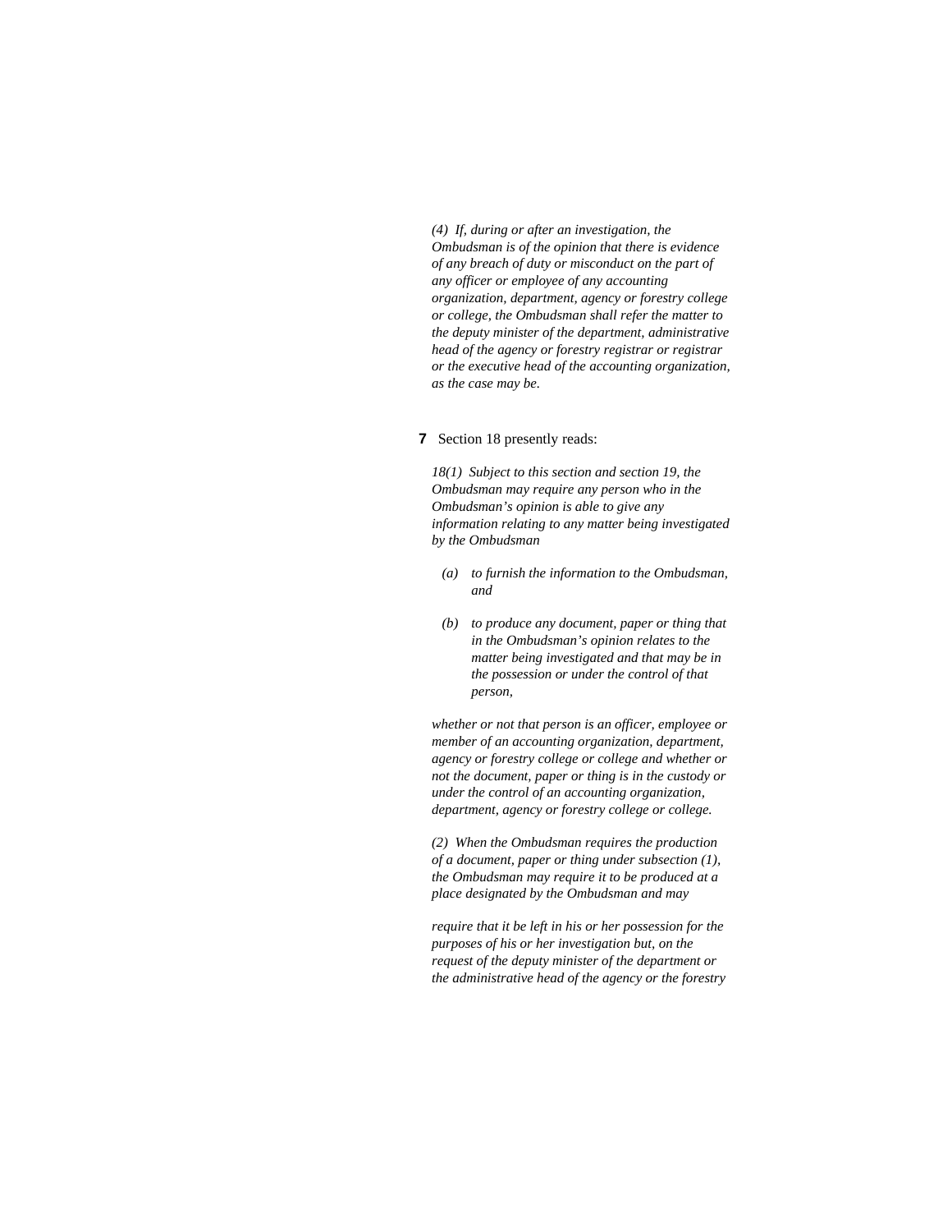*(4) If, during or after an investigation, the Ombudsman is of the opinion that there is evidence of any breach of duty or misconduct on the part of any officer or employee of any accounting organization, department, agency or forestry college or college, the Ombudsman shall refer the matter to the deputy minister of the department, administrative head of the agency or forestry registrar or registrar or the executive head of the accounting organization, as the case may be.*

**7** Section 18 presently reads:

*18(1) Subject to this section and section 19, the Ombudsman may require any person who in the Ombudsman's opinion is able to give any information relating to any matter being investigated by the Ombudsman*

- *(a) to furnish the information to the Ombudsman, and*
- *(b) to produce any document, paper or thing that in the Ombudsman's opinion relates to the matter being investigated and that may be in the possession or under the control of that person,*

*whether or not that person is an officer, employee or member of an accounting organization, department, agency or forestry college or college and whether or not the document, paper or thing is in the custody or under the control of an accounting organization, department, agency or forestry college or college.*

*(2) When the Ombudsman requires the production of a document, paper or thing under subsection (1), the Ombudsman may require it to be produced at a place designated by the Ombudsman and may require that it be left in his or her possession for the purposes of his or her investigation but, on the request of the deputy minister of the department or the administrative head of the agency or the forestry*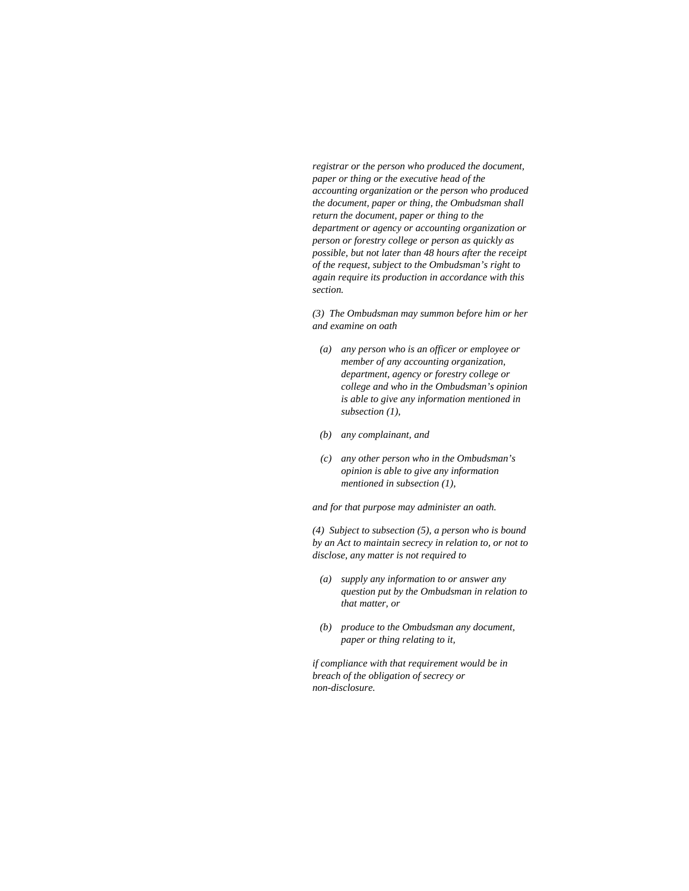*registrar or the person who produced the document, paper or thing or the executive head of the accounting organization or the person who produced the document, paper or thing, the Ombudsman shall return the document, paper or thing to the department or agency or accounting organization or person or forestry college or person as quickly as possible, but not later than 48 hours after the receipt of the request, subject to the Ombudsman's right to again require its production in accordance with this section.*

*(3) The Ombudsman may summon before him or her and examine on oath*

- *(a) any person who is an officer or employee or member of any accounting organization, department, agency or forestry college or college and who in the Ombudsman's opinion is able to give any information mentioned in subsection (1),*
- *(b) any complainant, and*
- *(c) any other person who in the Ombudsman's opinion is able to give any information mentioned in subsection (1),*

*and for that purpose may administer an oath.*

*(4) Subject to subsection (5), a person who is bound by an Act to maintain secrecy in relation to, or not to disclose, any matter is not required to*

- *(a) supply any information to or answer any question put by the Ombudsman in relation to that matter, or*
- *(b) produce to the Ombudsman any document, paper or thing relating to it,*

*if compliance with that requirement would be in breach of the obligation of secrecy or non-disclosure.*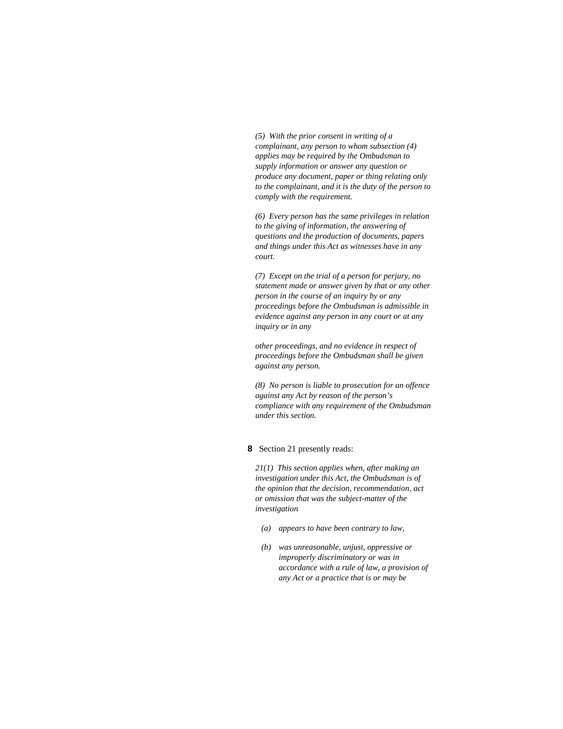*(5) With the prior consent in writing of a complainant, any person to whom subsection (4) applies may be required by the Ombudsman to supply information or answer any question or produce any document, paper or thing relating only to the complainant, and it is the duty of the person to comply with the requirement.*

*(6) Every person has the same privileges in relation to the giving of information, the answering of questions and the production of documents, papers and things under this Act as witnesses have in any court.*

*(7) Except on the trial of a person for perjury, no statement made or answer given by that or any other person in the course of an inquiry by or any proceedings before the Ombudsman is admissible in evidence against any person in any court or at any inquiry or in any other proceedings, and no evidence in respect of proceedings before the Ombudsman shall be given against any person.*

*(8) No person is liable to prosecution for an offence against any Act by reason of the person's compliance with any requirement of the Ombudsman under this section.*

**8** Section 21 presently reads:

*21(1) This section applies when, after making an investigation under this Act, the Ombudsman is of the opinion that the decision, recommendation, act or omission that was the subject-matter of the investigation*

*(a) appears to have been contrary to law,*

*(b) was unreasonable, unjust, oppressive or improperly discriminatory or was in accordance with a rule of law, a provision of any Act or a practice that is or may be*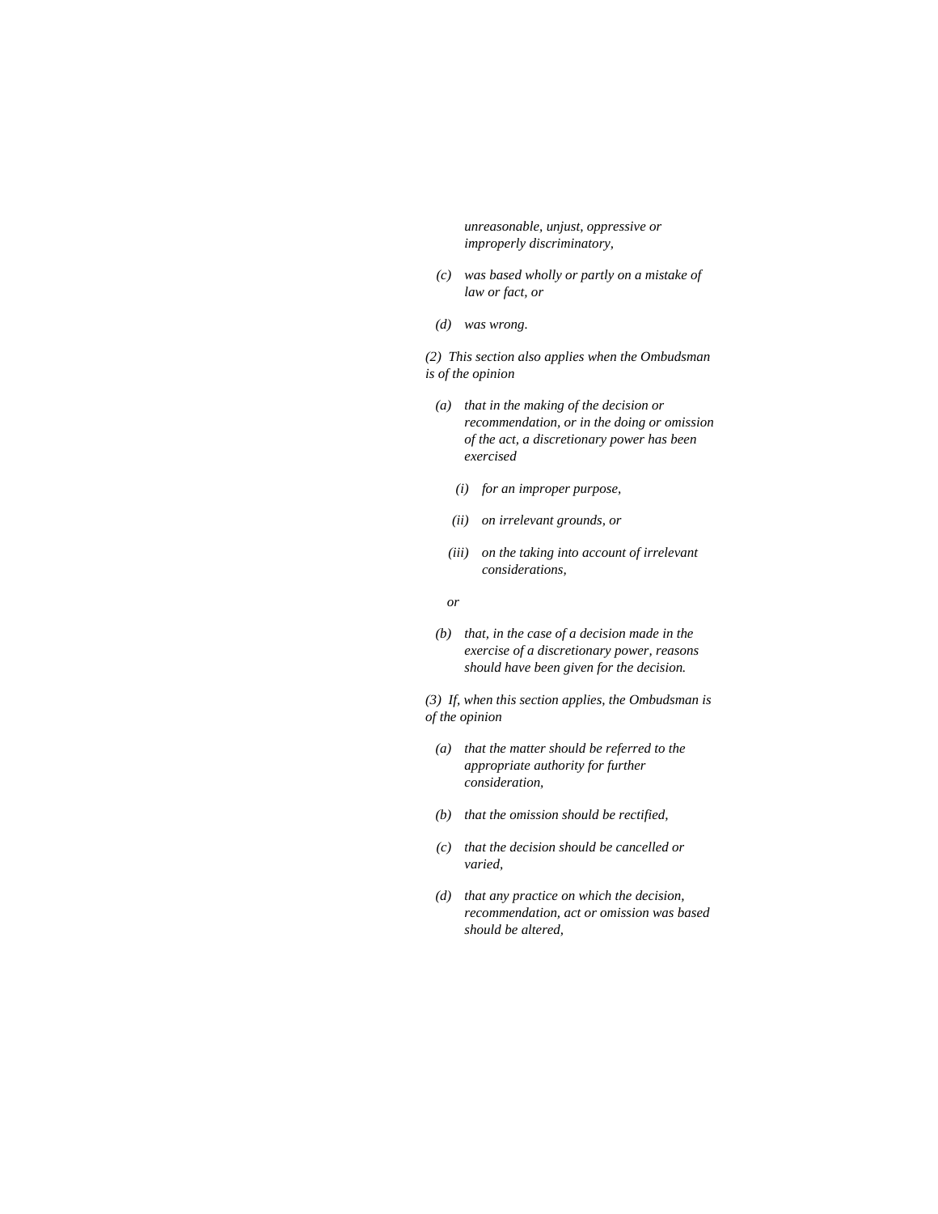*unreasonable, unjust, oppressive or improperly discriminatory,*

*(c) was based wholly or partly on a mistake of law or fact, or*

*(d) was wrong.*

*(2) This section also applies when the Ombudsman is of the opinion*

*(a) that in the making of the decision or recommendation, or in the doing or omission of the act, a discretionary power has been exercised*

*(i) for an improper purpose,*

*(ii) on irrelevant grounds, or*

*(iii) on the taking into account of irrelevant considerations,*

*or*

*(b) that, in the case of a decision made in the exercise of a discretionary power, reasons should have been given for the decision.*

*(3) If, when this section applies, the Ombudsman is of the opinion*

*(a) that the matter should be referred to the appropriate authority for further consideration,*

*(b) that the omission should be rectified,*

*(c) that the decision should be cancelled or varied,*

*(d) that any practice on which the decision, recommendation, act or omission was based should be altered,*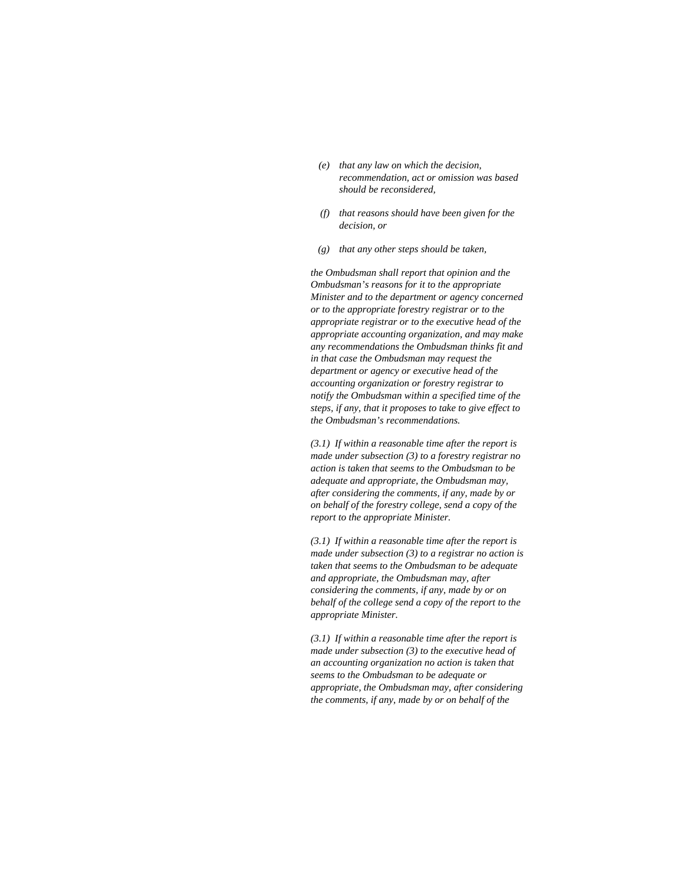*(e) that any law on which the decision, recommendation, act or omission was based should be reconsidered,*

*(f) that reasons should have been given for the decision, or*

*(g) that any other steps should be taken,*

*the Ombudsman shall report that opinion and the Ombudsman's reasons for it to the appropriate Minister and to the department or agency concerned or to the appropriate forestry registrar or to the appropriate registrar or to the executive head of the appropriate accounting organization, and may make any recommendations the Ombudsman thinks fit and in that case the Ombudsman may request the department or agency or executive head of the accounting organization or forestry registrar to notify the Ombudsman within a specified time of the steps, if any, that it proposes to take to give effect to the Ombudsman's recommendations.*

*(3.1) If within a reasonable time after the report is made under subsection (3) to a forestry registrar no action is taken that seems to the Ombudsman to be adequate and appropriate, the Ombudsman may, after considering the comments, if any, made by or on behalf of the forestry college, send a copy of the report to the appropriate Minister.*

*(3.1) If within a reasonable time after the report is made under subsection (3) to a registrar no action is taken that seems to the Ombudsman to be adequate and appropriate, the Ombudsman may, after considering the comments, if any, made by or on behalf of the college send a copy of the report to the appropriate Minister.*

*(3.1) If within a reasonable time after the report is made under subsection (3) to the executive head of an accounting organization no action is taken that seems to the Ombudsman to be adequate or appropriate, the Ombudsman may, after considering the comments, if any, made by or on behalf of the*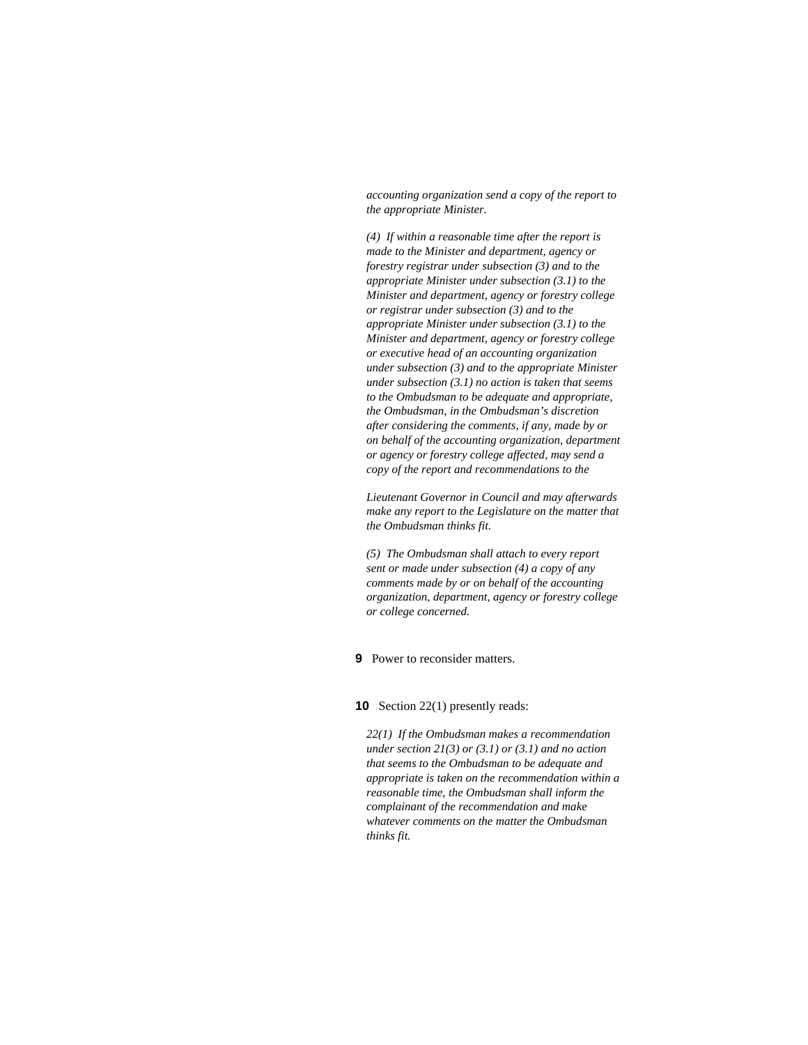*accounting organization send a copy of the report to the appropriate Minister.*

*(4) If within a reasonable time after the report is made to the Minister and department, agency or forestry registrar under subsection (3) and to the appropriate Minister under subsection (3.1) to the Minister and department, agency or forestry college or registrar under subsection (3) and to the appropriate Minister under subsection (3.1) to the Minister and department, agency or forestry college or executive head of an accounting organization under subsection (3) and to the appropriate Minister under subsection (3.1) no action is taken that seems to the Ombudsman to be adequate and appropriate, the Ombudsman, in the Ombudsman's discretion after considering the comments, if any, made by or on behalf of the accounting organization, department or agency or forestry college affected, may send a copy of the report and recommendations to the*

*Lieutenant Governor in Council and may afterwards make any report to the Legislature on the matter that the Ombudsman thinks fit.*

*(5) The Ombudsman shall attach to every report sent or made under subsection (4) a copy of any comments made by or on behalf of the accounting organization, department, agency or forestry college or college concerned.*

**9** Power to reconsider matters.

**10** Section 22(1) presently reads:

*22(1) If the Ombudsman makes a recommendation under section 21(3) or (3.1) or (3.1) and no action that seems to the Ombudsman to be adequate and appropriate is taken on the recommendation within a reasonable time, the Ombudsman shall inform the complainant of the recommendation and make whatever comments on the matter the Ombudsman thinks fit.*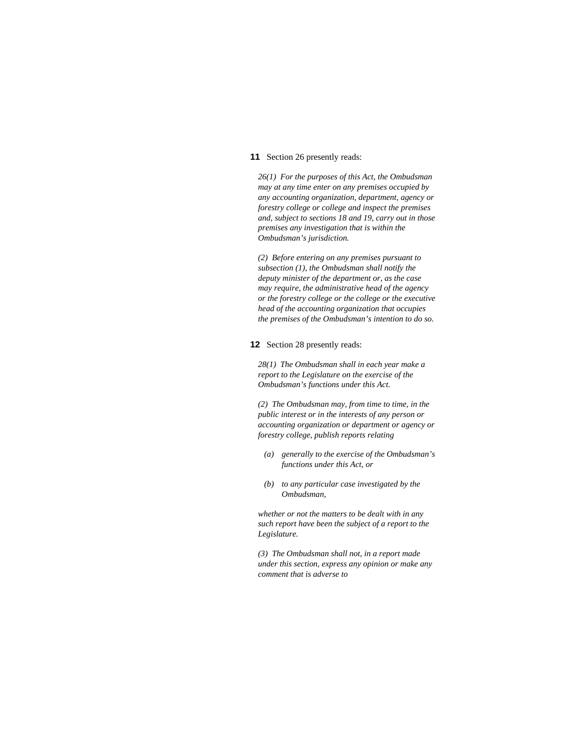**11** Section 26 presently reads:

*26(1) For the purposes of this Act, the Ombudsman may at any time enter on any premises occupied by any accounting organization, department, agency or forestry college or college and inspect the premises and, subject to sections 18 and 19, carry out in those premises any investigation that is within the Ombudsman's jurisdiction.*

*(2) Before entering on any premises pursuant to subsection (1), the Ombudsman shall notify the deputy minister of the department or, as the case may require, the administrative head of the agency or the forestry college or the college or the executive head of the accounting organization that occupies the premises of the Ombudsman's intention to do so.*

**12** Section 28 presently reads:

*28(1) The Ombudsman shall in each year make a report to the Legislature on the exercise of the Ombudsman's functions under this Act.*

*(2) The Ombudsman may, from time to time, in the public interest or in the interests of any person or accounting organization or department or agency or forestry college, publish reports relating*

- *(a) generally to the exercise of the Ombudsman's functions under this Act, or*
- *(b) to any particular case investigated by the Ombudsman,*

*whether or not the matters to be dealt with in any such report have been the subject of a report to the Legislature.*

*(3) The Ombudsman shall not, in a report made under this section, express any opinion or make any comment that is adverse to*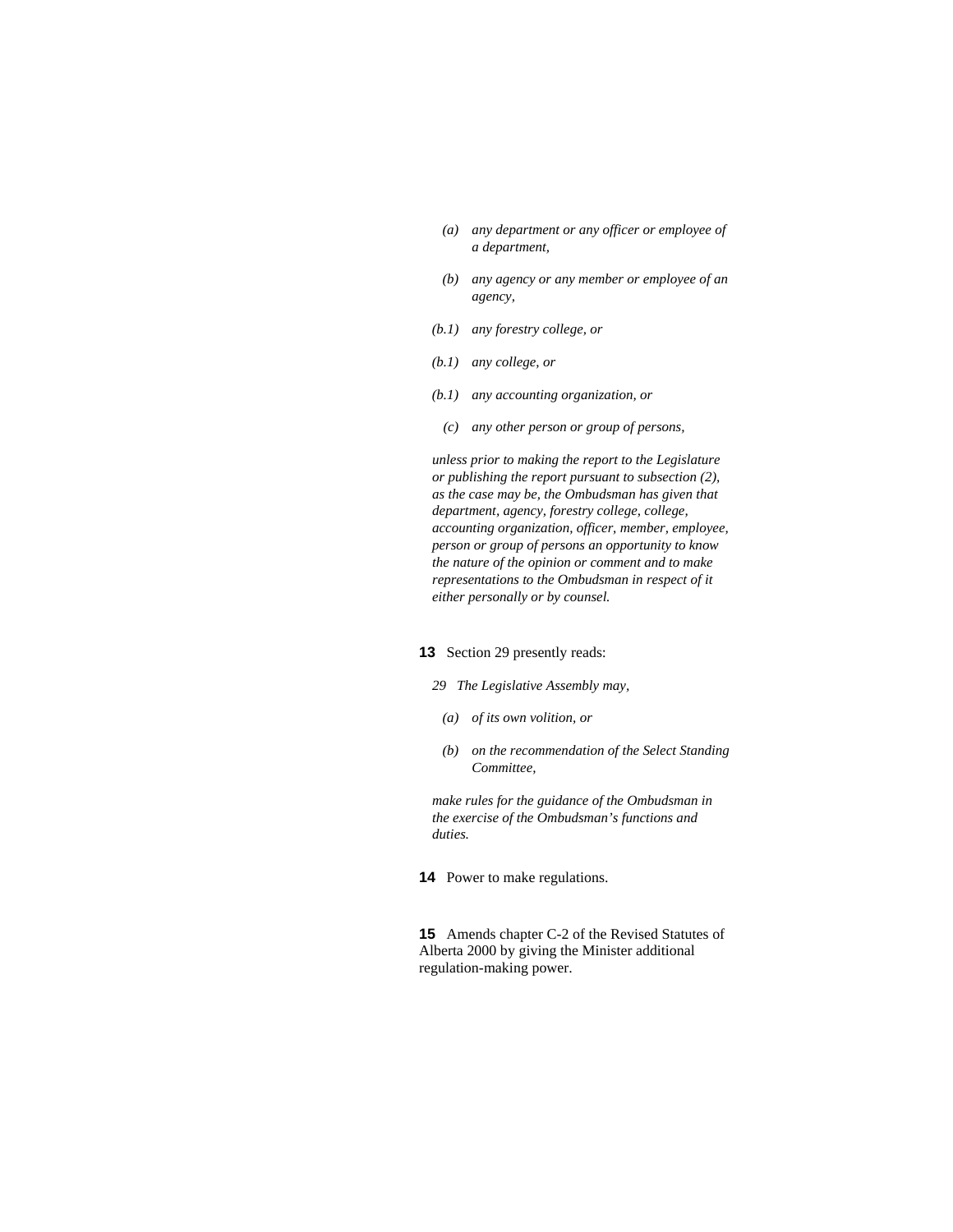*(a) any department or any officer or employee of a department,*

*(b) any agency or any member or employee of an agency,*

*(b.1) any forestry college, or*

*(b.1) any college, or*

*(b.1) any accounting organization, or*

*(c) any other person or group of persons,*

*unless prior to making the report to the Legislature or publishing the report pursuant to subsection (2), as the case may be, the Ombudsman has given that department, agency, forestry college, college, accounting organization, officer, member, employee, person or group of persons an opportunity to know the nature of the opinion or comment and to make representations to the Ombudsman in respect of it either personally or by counsel.*

**13** Section 29 presently reads:

*29 The Legislative Assembly may,*

*(a) of its own volition, or*

*(b) on the recommendation of the Select Standing Committee,*

*make rules for the guidance of the Ombudsman in the exercise of the Ombudsman's functions and duties.*

**14** Power to make regulations.

**15** Amends chapter C-2 of the Revised Statutes of Alberta 2000 by giving the Minister additional regulation-making power.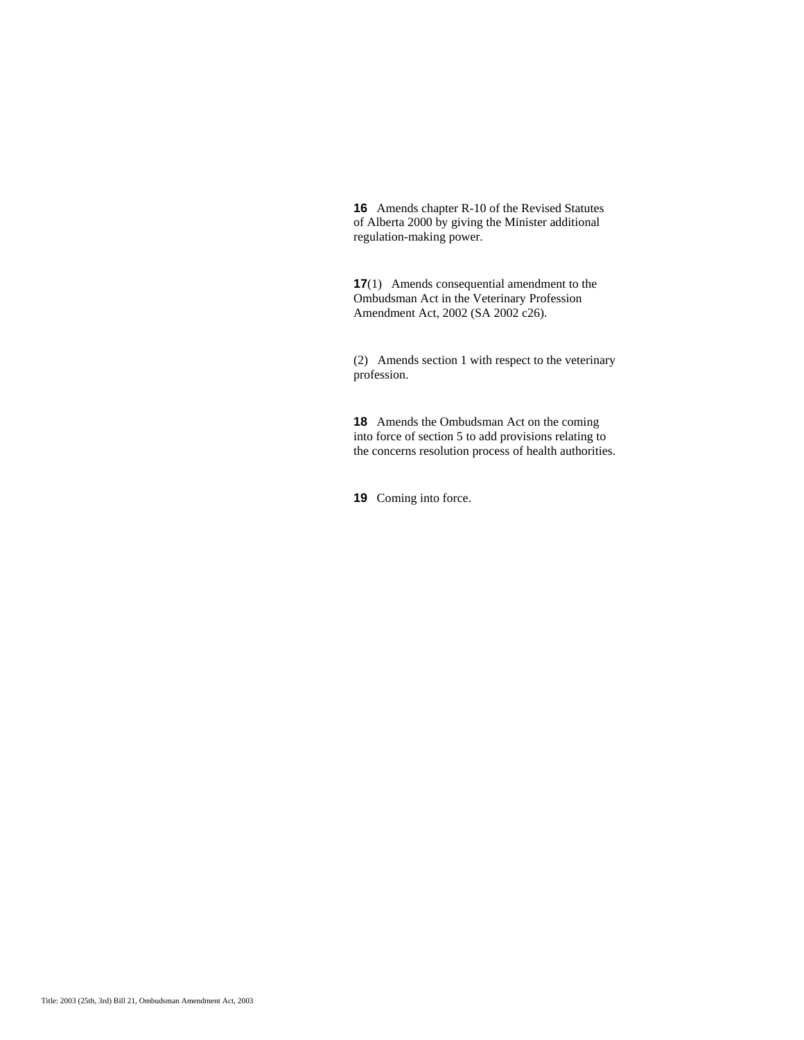**16** Amends chapter R-10 of the Revised Statutes of Alberta 2000 by giving the Minister additional regulation-making power.

**17**(1) Amends consequential amendment to the Ombudsman Act in the Veterinary Profession Amendment Act, 2002 (SA 2002 c26).

(2) Amends section 1 with respect to the veterinary profession.

**18** Amends the Ombudsman Act on the coming into force of section 5 to add provisions relating to the concerns resolution process of health authorities.

**19** Coming into force.